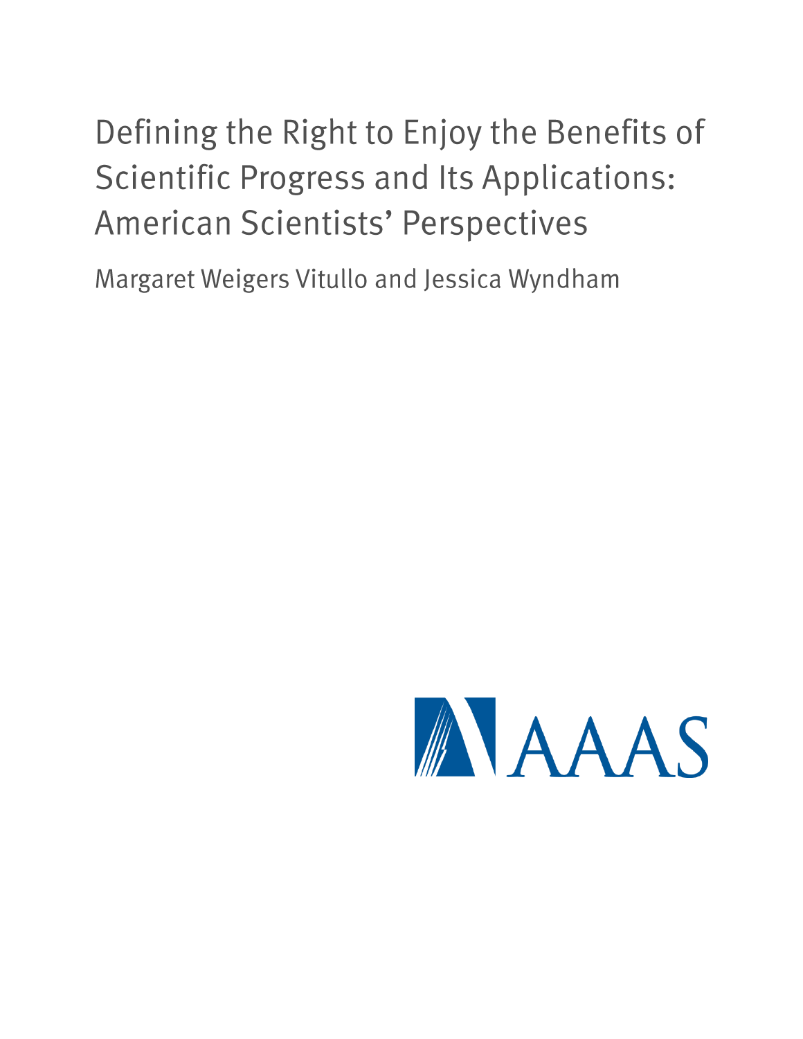# Defining the Right to Enjoy the Benefits of Scientific Progress and Its Applications: American Scientists' Perspectives

Margaret Weigers Vitullo and Jessica Wyndham

AAAS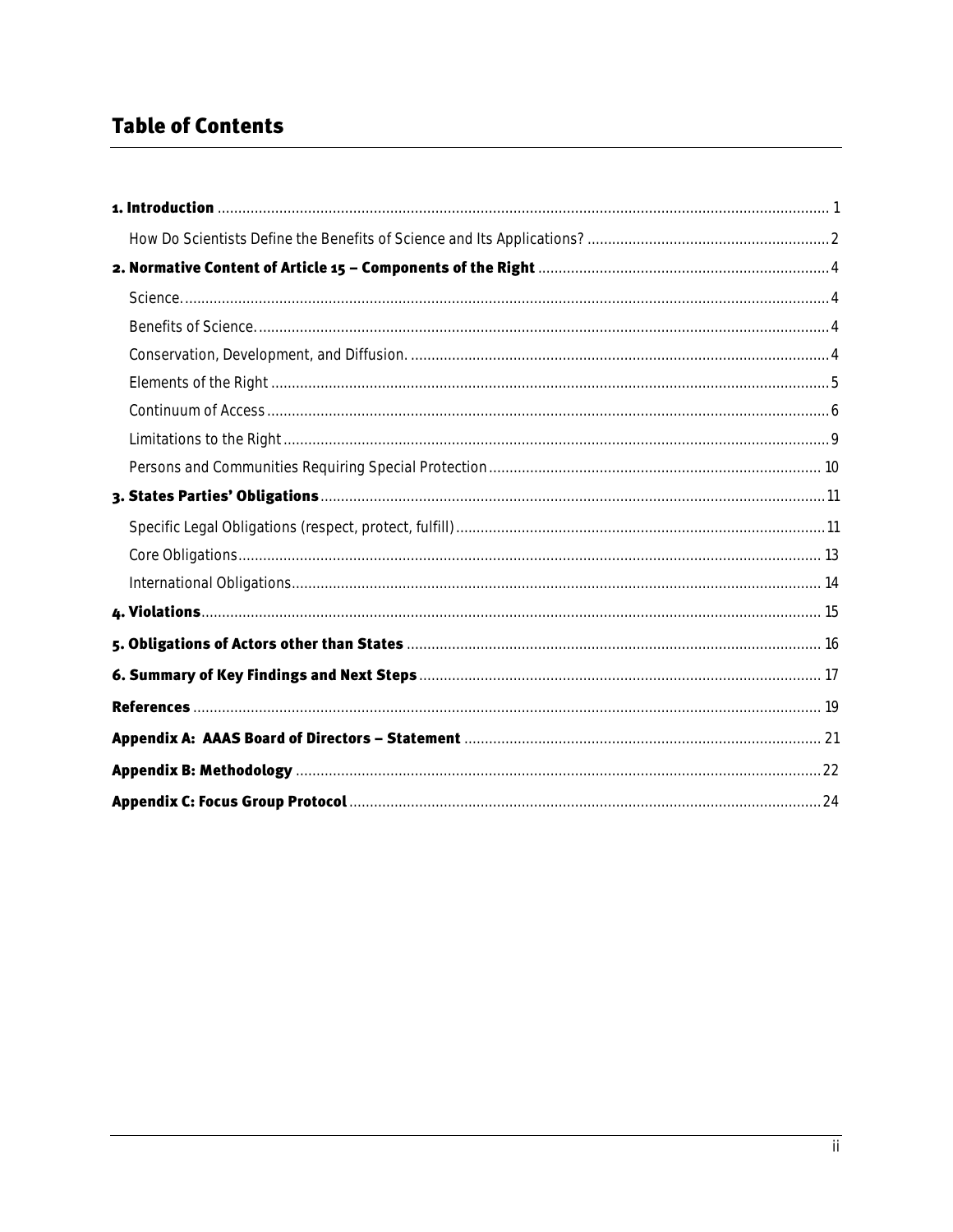## Table of Contents

**1. Introduction** ..... 1

How Do Scientists Define the Benefits of Science and Its Applications? ..... 2

**2. Normative Content of Article 15 – Components of the Right** ..... 4

Science. ..... 4

Benefits of Science. ..... 4

Conservation, Development, and Diffusion. ..... 4

Elements of the Right ..... 5

Continuum of Access ..... 6

Limitations to the Right ..... 9

Persons and Communities Requiring Special Protection ..... 10

**3. States Parties' Obligations** ..... 11

Specific Legal Obligations (respect, protect, fulfill) ..... 11

Core Obligations ..... 13

International Obligations ..... 14

**4. Violations** ..... 15

**5. Obligations of Actors other than States** ..... 16

**6. Summary of Key Findings and Next Steps** ..... 17

**References** ..... 19

**Appendix A: AAAS Board of Directors – Statement** ..... 21

**Appendix B: Methodology** ..... 22

**Appendix C: Focus Group Protocol** ..... 24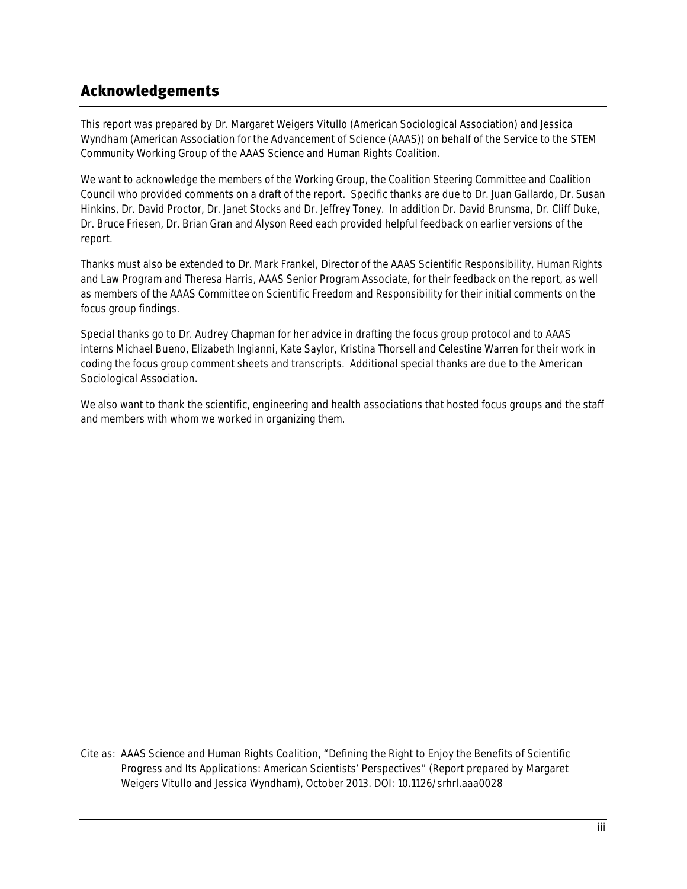## Acknowledgements

This report was prepared by Dr. Margaret Weigers Vitullo (American Sociological Association) and Jessica Wyndham (American Association for the Advancement of Science (AAAS)) on behalf of the Service to the STEM Community Working Group of the AAAS Science and Human Rights Coalition.

We want to acknowledge the members of the Working Group, the Coalition Steering Committee and Coalition Council who provided comments on a draft of the report. Specific thanks are due to Dr. Juan Gallardo, Dr. Susan Hinkins, Dr. David Proctor, Dr. Janet Stocks and Dr. Jeffrey Toney. In addition Dr. David Brunsma, Dr. Cliff Duke, Dr. Bruce Friesen, Dr. Brian Gran and Alyson Reed each provided helpful feedback on earlier versions of the report.

Thanks must also be extended to Dr. Mark Frankel, Director of the AAAS Scientific Responsibility, Human Rights and Law Program and Theresa Harris, AAAS Senior Program Associate, for their feedback on the report, as well as members of the AAAS Committee on Scientific Freedom and Responsibility for their initial comments on the focus group findings.

Special thanks go to Dr. Audrey Chapman for her advice in drafting the focus group protocol and to AAAS interns Michael Bueno, Elizabeth Ingianni, Kate Saylor, Kristina Thorsell and Celestine Warren for their work in coding the focus group comment sheets and transcripts. Additional special thanks are due to the American Sociological Association.

We also want to thank the scientific, engineering and health associations that hosted focus groups and the staff and members with whom we worked in organizing them.

Cite as: AAAS Science and Human Rights Coalition, "Defining the Right to Enjoy the Benefits of Scientific Progress and Its Applications: American Scientists' Perspectives" (Report prepared by Margaret Weigers Vitullo and Jessica Wyndham), October 2013. DOI: 10.1126/srhrl.aaa0028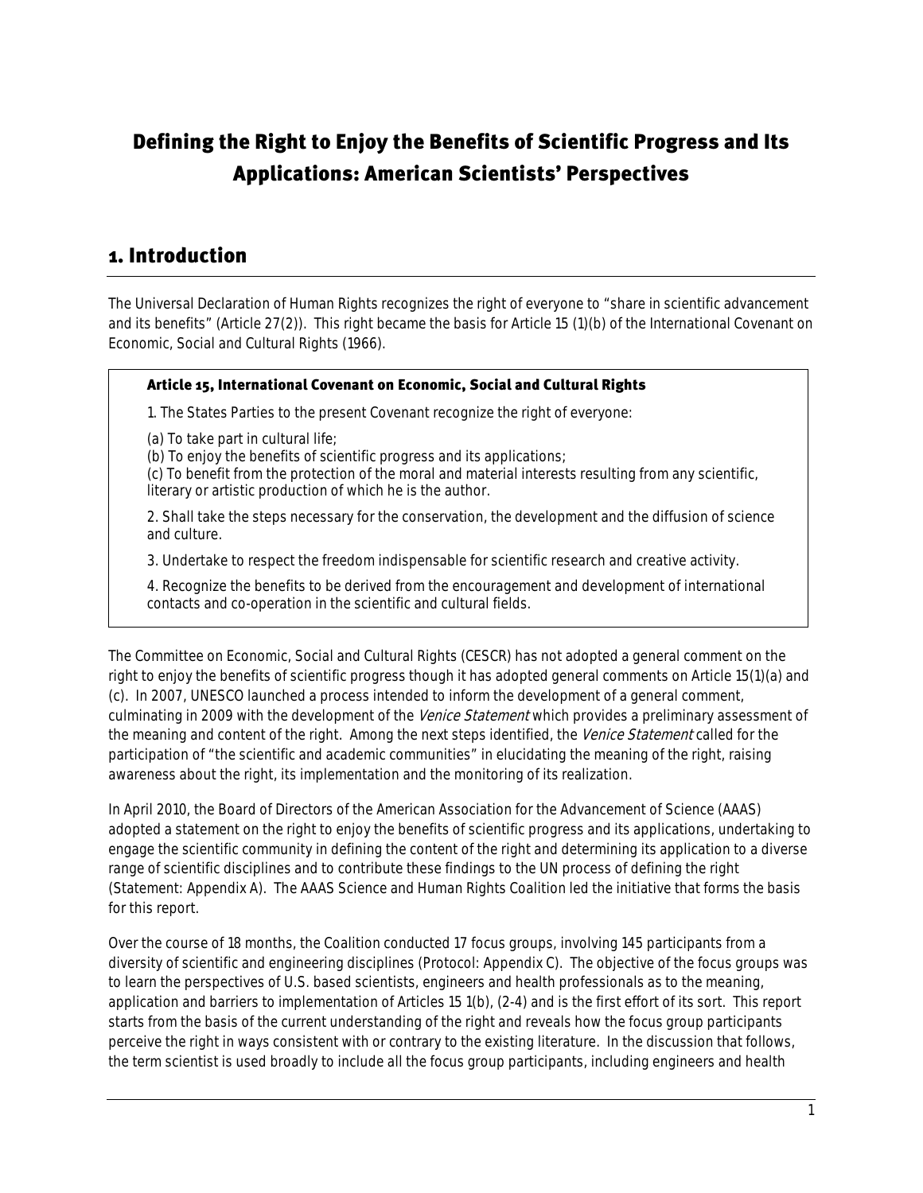# Defining the Right to Enjoy the Benefits of Scientific Progress and Its Applications: American Scientists' Perspectives

## 1. Introduction

The Universal Declaration of Human Rights recognizes the right of everyone to "share in scientific advancement and its benefits" (Article 27(2)). This right became the basis for Article 15 (1)(b) of the International Covenant on Economic, Social and Cultural Rights (1966).

> **Article 15, International Covenant on Economic, Social and Cultural Rights**
>
> 1. The States Parties to the present Covenant recognize the right of everyone:
>
> (a) To take part in cultural life;
> (b) To enjoy the benefits of scientific progress and its applications;
> (c) To benefit from the protection of the moral and material interests resulting from any scientific, literary or artistic production of which he is the author.
>
> 2. Shall take the steps necessary for the conservation, the development and the diffusion of science and culture.
>
> 3. Undertake to respect the freedom indispensable for scientific research and creative activity.
>
> 4. Recognize the benefits to be derived from the encouragement and development of international contacts and co-operation in the scientific and cultural fields.

The Committee on Economic, Social and Cultural Rights (CESCR) has not adopted a general comment on the right to enjoy the benefits of scientific progress though it has adopted general comments on Article 15(1)(a) and (c). In 2007, UNESCO launched a process intended to inform the development of a general comment, culminating in 2009 with the development of the *Venice Statement* which provides a preliminary assessment of the meaning and content of the right. Among the next steps identified, the *Venice Statement* called for the participation of "the scientific and academic communities" in elucidating the meaning of the right, raising awareness about the right, its implementation and the monitoring of its realization.

In April 2010, the Board of Directors of the American Association for the Advancement of Science (AAAS) adopted a statement on the right to enjoy the benefits of scientific progress and its applications, undertaking to engage the scientific community in defining the content of the right and determining its application to a diverse range of scientific disciplines and to contribute these findings to the UN process of defining the right (Statement: Appendix A). The AAAS Science and Human Rights Coalition led the initiative that forms the basis for this report.

Over the course of 18 months, the Coalition conducted 17 focus groups, involving 145 participants from a diversity of scientific and engineering disciplines (Protocol: Appendix C). The objective of the focus groups was to learn the perspectives of U.S. based scientists, engineers and health professionals as to the meaning, application and barriers to implementation of Articles 15 1(b), (2-4) and is the first effort of its sort. This report starts from the basis of the current understanding of the right and reveals how the focus group participants perceive the right in ways consistent with or contrary to the existing literature. In the discussion that follows, the term scientist is used broadly to include all the focus group participants, including engineers and health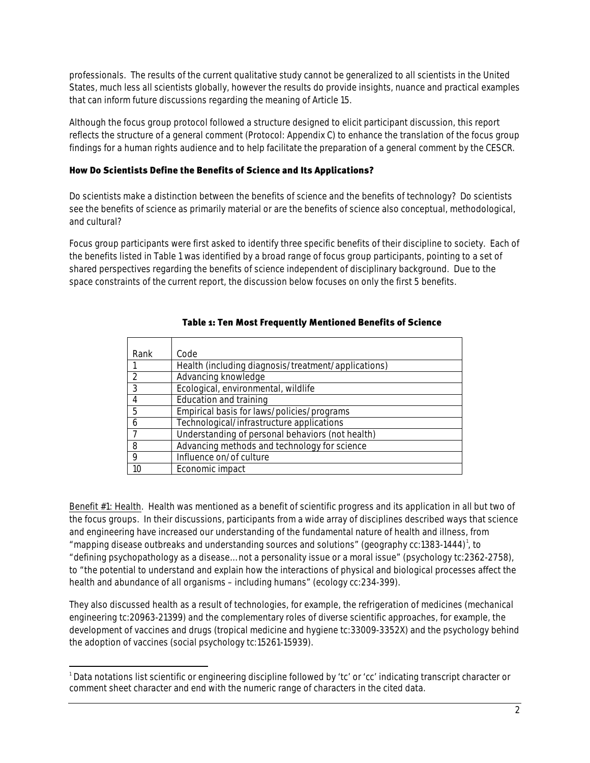professionals. The results of the current qualitative study cannot be generalized to all scientists in the United States, much less all scientists globally, however the results do provide insights, nuance and practical examples that can inform future discussions regarding the meaning of Article 15.

Although the focus group protocol followed a structure designed to elicit participant discussion, this report reflects the structure of a general comment (Protocol: Appendix C) to enhance the translation of the focus group findings for a human rights audience and to help facilitate the preparation of a general comment by the CESCR.

### How Do Scientists Define the Benefits of Science and Its Applications?

Do scientists make a distinction between the benefits of science and the benefits of technology? Do scientists see the benefits of science as primarily material or are the benefits of science also conceptual, methodological, and cultural?

Focus group participants were first asked to identify three specific benefits of their discipline to society. Each of the benefits listed in Table 1 was identified by a broad range of focus group participants, pointing to a set of shared perspectives regarding the benefits of science independent of disciplinary background. Due to the space constraints of the current report, the discussion below focuses on only the first 5 benefits.

**Table 1: Ten Most Frequently Mentioned Benefits of Science**

| Rank | Code |
|---|---|
| 1 | Health (including diagnosis/treatment/applications) |
| 2 | Advancing knowledge |
| 3 | Ecological, environmental, wildlife |
| 4 | Education and training |
| 5 | Empirical basis for laws/policies/programs |
| 6 | Technological/infrastructure applications |
| 7 | Understanding of personal behaviors (not health) |
| 8 | Advancing methods and technology for science |
| 9 | Influence on/of culture |
| 10 | Economic impact |

Benefit #1: Health. Health was mentioned as a benefit of scientific progress and its application in all but two of the focus groups. In their discussions, participants from a wide array of disciplines described ways that science and engineering have increased our understanding of the fundamental nature of health and illness, from "mapping disease outbreaks and understanding sources and solutions" (geography cc:1383-1444)[1], to "defining psychopathology as a disease…not a personality issue or a moral issue" (psychology tc:2362-2758), to "the potential to understand and explain how the interactions of physical and biological processes affect the health and abundance of all organisms – including humans" (ecology cc:234-399).

They also discussed health as a result of technologies, for example, the refrigeration of medicines (mechanical engineering tc:20963-21399) and the complementary roles of diverse scientific approaches, for example, the development of vaccines and drugs (tropical medicine and hygiene tc:33009-3352X) and the psychology behind the adoption of vaccines (social psychology tc:15261-15939).

[1] Data notations list scientific or engineering discipline followed by 'tc' or 'cc' indicating transcript character or comment sheet character and end with the numeric range of characters in the cited data.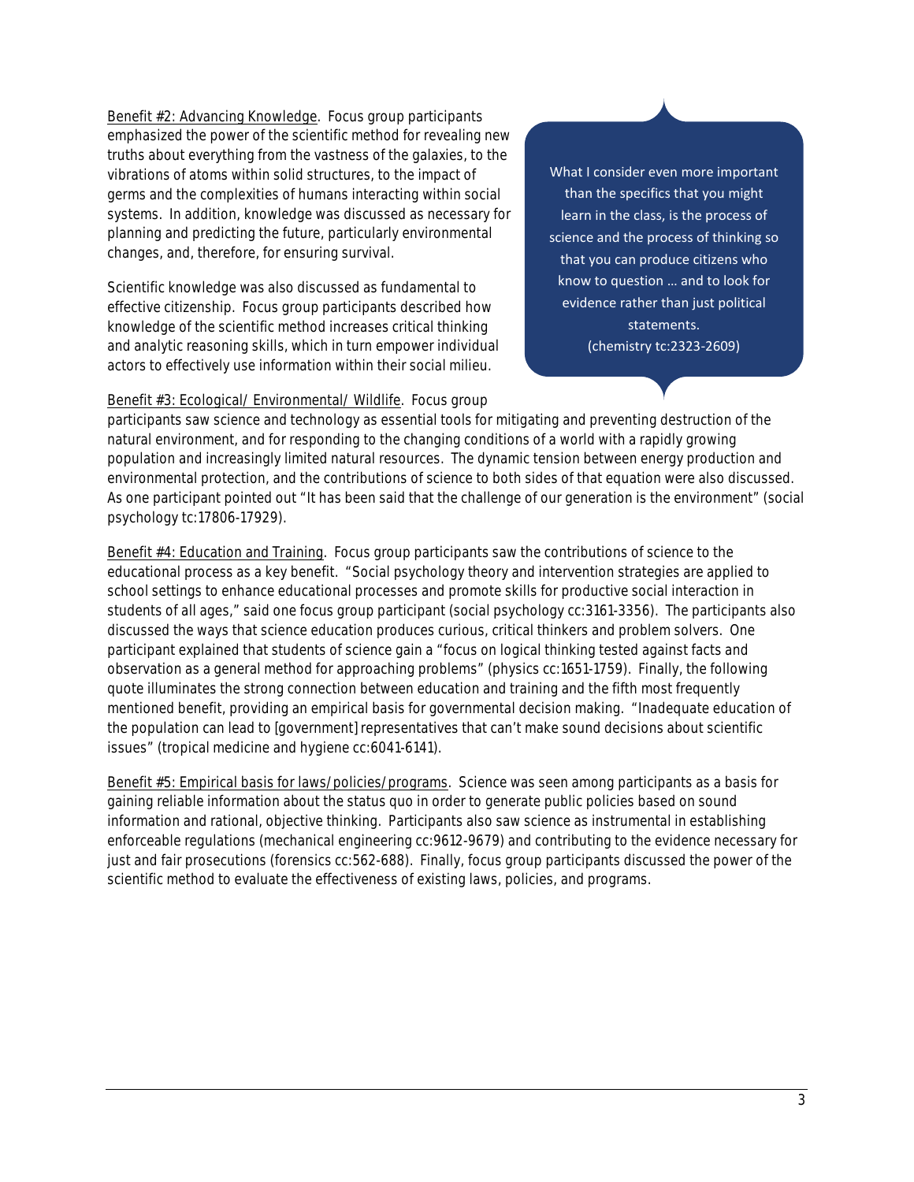Benefit #2: Advancing Knowledge. Focus group participants emphasized the power of the scientific method for revealing new truths about everything from the vastness of the galaxies, to the vibrations of atoms within solid structures, to the impact of germs and the complexities of humans interacting within social systems. In addition, knowledge was discussed as necessary for planning and predicting the future, particularly environmental changes, and, therefore, for ensuring survival.

Scientific knowledge was also discussed as fundamental to effective citizenship. Focus group participants described how knowledge of the scientific method increases critical thinking and analytic reasoning skills, which in turn empower individual actors to effectively use information within their social milieu.

> What I consider even more important than the specifics that you might learn in the class, is the process of science and the process of thinking so that you can produce citizens who know to question … and to look for evidence rather than just political statements.
> (chemistry tc:2323-2609)

Benefit #3: Ecological/ Environmental/ Wildlife. Focus group participants saw science and technology as essential tools for mitigating and preventing destruction of the natural environment, and for responding to the changing conditions of a world with a rapidly growing population and increasingly limited natural resources. The dynamic tension between energy production and environmental protection, and the contributions of science to both sides of that equation were also discussed. As one participant pointed out "It has been said that the challenge of our generation is the environment" (social psychology tc:17806-17929).

Benefit #4: Education and Training. Focus group participants saw the contributions of science to the educational process as a key benefit. "Social psychology theory and intervention strategies are applied to school settings to enhance educational processes and promote skills for productive social interaction in students of all ages," said one focus group participant (social psychology cc:3161-3356). The participants also discussed the ways that science education produces curious, critical thinkers and problem solvers. One participant explained that students of science gain a "focus on logical thinking tested against facts and observation as a general method for approaching problems" (physics cc:1651-1759). Finally, the following quote illuminates the strong connection between education and training and the fifth most frequently mentioned benefit, providing an empirical basis for governmental decision making. "Inadequate education of the population can lead to [government] representatives that can't make sound decisions about scientific issues" (tropical medicine and hygiene cc:6041-6141).

Benefit #5: Empirical basis for laws/policies/programs. Science was seen among participants as a basis for gaining reliable information about the status quo in order to generate public policies based on sound information and rational, objective thinking. Participants also saw science as instrumental in establishing enforceable regulations (mechanical engineering cc:9612-9679) and contributing to the evidence necessary for just and fair prosecutions (forensics cc:562-688). Finally, focus group participants discussed the power of the scientific method to evaluate the effectiveness of existing laws, policies, and programs.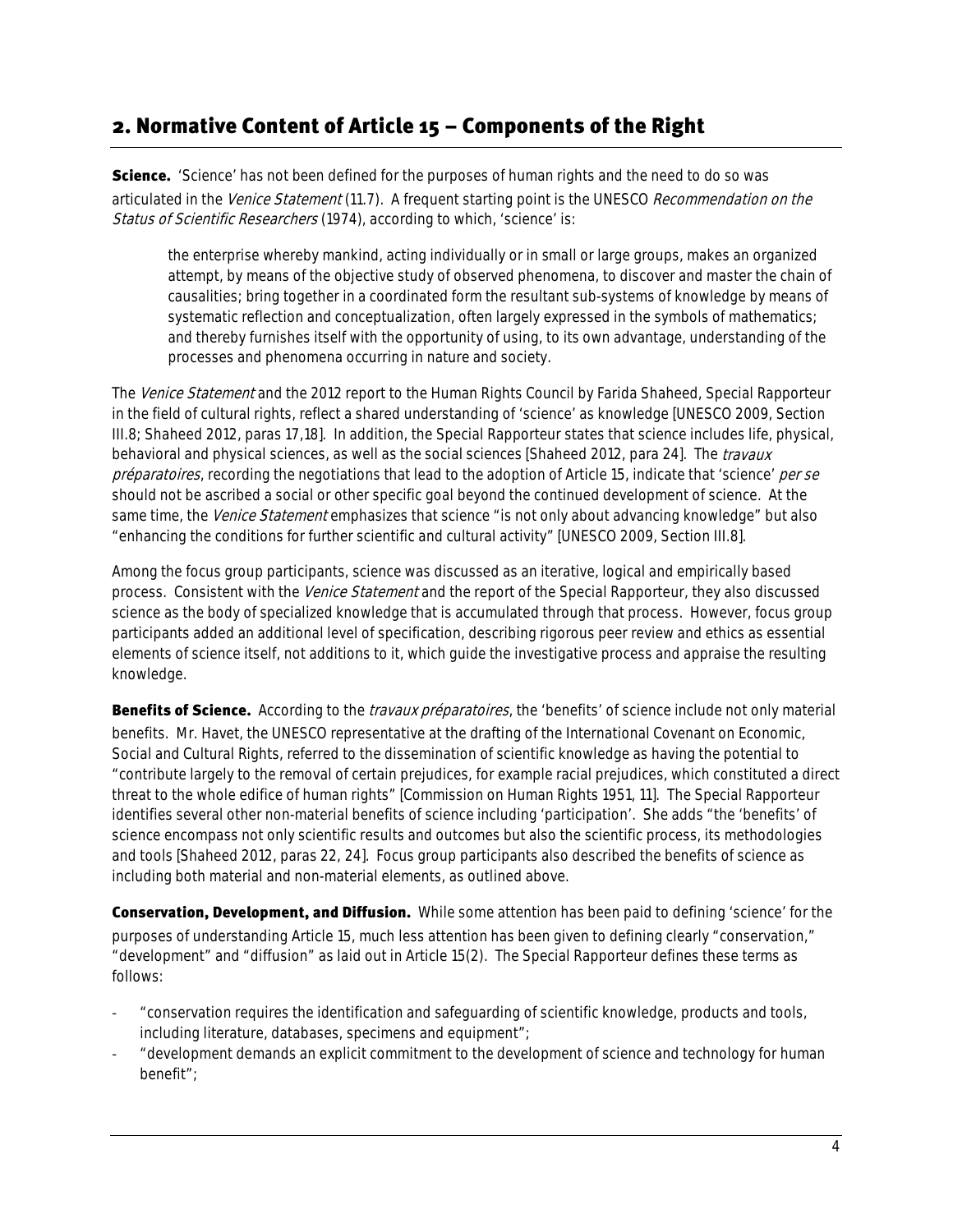## 2. Normative Content of Article 15 – Components of the Right

**Science.** 'Science' has not been defined for the purposes of human rights and the need to do so was articulated in the *Venice Statement* (11.7). A frequent starting point is the UNESCO *Recommendation on the Status of Scientific Researchers* (1974), according to which, 'science' is:

> the enterprise whereby mankind, acting individually or in small or large groups, makes an organized attempt, by means of the objective study of observed phenomena, to discover and master the chain of causalities; bring together in a coordinated form the resultant sub-systems of knowledge by means of systematic reflection and conceptualization, often largely expressed in the symbols of mathematics; and thereby furnishes itself with the opportunity of using, to its own advantage, understanding of the processes and phenomena occurring in nature and society.

The *Venice Statement* and the 2012 report to the Human Rights Council by Farida Shaheed, Special Rapporteur in the field of cultural rights, reflect a shared understanding of 'science' as knowledge [UNESCO 2009, Section III.8; Shaheed 2012, paras 17,18]. In addition, the Special Rapporteur states that science includes life, physical, behavioral and physical sciences, as well as the social sciences [Shaheed 2012, para 24]. The *travaux préparatoires*, recording the negotiations that lead to the adoption of Article 15, indicate that 'science' *per se* should not be ascribed a social or other specific goal beyond the continued development of science. At the same time, the *Venice Statement* emphasizes that science "is not only about advancing knowledge" but also "enhancing the conditions for further scientific and cultural activity" [UNESCO 2009, Section III.8].

Among the focus group participants, science was discussed as an iterative, logical and empirically based process. Consistent with the *Venice Statement* and the report of the Special Rapporteur, they also discussed science as the body of specialized knowledge that is accumulated through that process. However, focus group participants added an additional level of specification, describing rigorous peer review and ethics as essential elements of science itself, not additions to it, which guide the investigative process and appraise the resulting knowledge.

**Benefits of Science.** According to the *travaux préparatoires*, the 'benefits' of science include not only material benefits. Mr. Havet, the UNESCO representative at the drafting of the International Covenant on Economic, Social and Cultural Rights, referred to the dissemination of scientific knowledge as having the potential to "contribute largely to the removal of certain prejudices, for example racial prejudices, which constituted a direct threat to the whole edifice of human rights" [Commission on Human Rights 1951, 11]. The Special Rapporteur identifies several other non-material benefits of science including 'participation'. She adds "the 'benefits' of science encompass not only scientific results and outcomes but also the scientific process, its methodologies and tools [Shaheed 2012, paras 22, 24]. Focus group participants also described the benefits of science as including both material and non-material elements, as outlined above.

**Conservation, Development, and Diffusion.** While some attention has been paid to defining 'science' for the purposes of understanding Article 15, much less attention has been given to defining clearly "conservation," "development" and "diffusion" as laid out in Article 15(2). The Special Rapporteur defines these terms as follows:

- "conservation requires the identification and safeguarding of scientific knowledge, products and tools, including literature, databases, specimens and equipment";
- "development demands an explicit commitment to the development of science and technology for human benefit";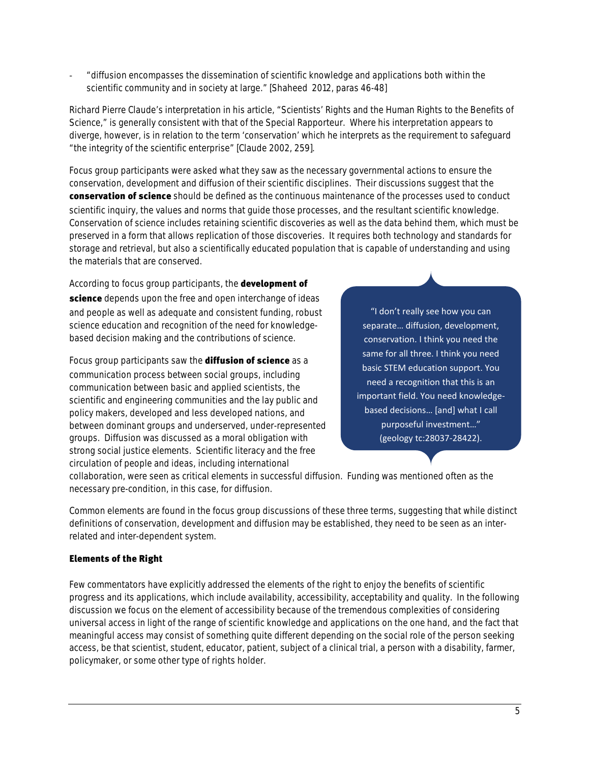- "diffusion encompasses the dissemination of scientific knowledge and applications both within the scientific community and in society at large." [Shaheed 2012, paras 46-48]

Richard Pierre Claude's interpretation in his article, "Scientists' Rights and the Human Rights to the Benefits of Science," is generally consistent with that of the Special Rapporteur. Where his interpretation appears to diverge, however, is in relation to the term 'conservation' which he interprets as the requirement to safeguard "the integrity of the scientific enterprise" [Claude 2002, 259].

Focus group participants were asked what they saw as the necessary governmental actions to ensure the conservation, development and diffusion of their scientific disciplines. Their discussions suggest that the **conservation of science** should be defined as the continuous maintenance of the processes used to conduct scientific inquiry, the values and norms that guide those processes, and the resultant scientific knowledge. Conservation of science includes retaining scientific discoveries as well as the data behind them, which must be preserved in a form that allows replication of those discoveries. It requires both technology and standards for storage and retrieval, but also a scientifically educated population that is capable of understanding and using the materials that are conserved.

According to focus group participants, the **development of science** depends upon the free and open interchange of ideas and people as well as adequate and consistent funding, robust science education and recognition of the need for knowledge-based decision making and the contributions of science.

Focus group participants saw the **diffusion of science** as a communication process between social groups, including communication between basic and applied scientists, the scientific and engineering communities and the lay public and policy makers, developed and less developed nations, and between dominant groups and underserved, under-represented groups. Diffusion was discussed as a moral obligation with strong social justice elements. Scientific literacy and the free circulation of people and ideas, including international collaboration, were seen as critical elements in successful diffusion. Funding was mentioned often as the necessary pre-condition, in this case, for diffusion.

> "I don't really see how you can separate… diffusion, development, conservation. I think you need the same for all three. I think you need basic STEM education support. You need a recognition that this is an important field. You need knowledge-based decisions… [and] what I call purposeful investment…" (geology tc:28037-28422).

Common elements are found in the focus group discussions of these three terms, suggesting that while distinct definitions of conservation, development and diffusion may be established, they need to be seen as an inter-related and inter-dependent system.

### Elements of the Right

Few commentators have explicitly addressed the elements of the right to enjoy the benefits of scientific progress and its applications, which include availability, accessibility, acceptability and quality. In the following discussion we focus on the element of accessibility because of the tremendous complexities of considering universal access in light of the range of scientific knowledge and applications on the one hand, and the fact that meaningful access may consist of something quite different depending on the social role of the person seeking access, be that scientist, student, educator, patient, subject of a clinical trial, a person with a disability, farmer, policymaker, or some other type of rights holder.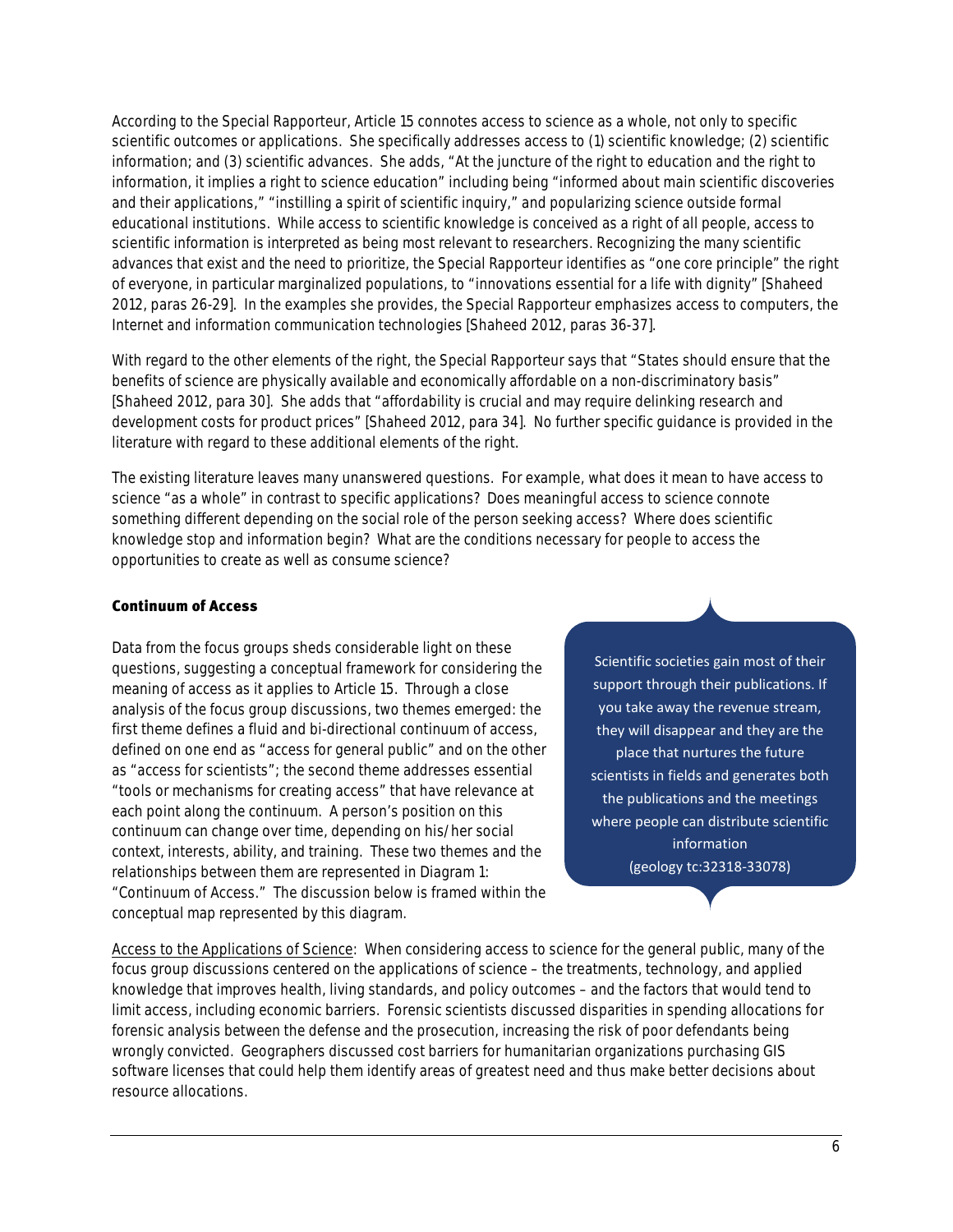According to the Special Rapporteur, Article 15 connotes access to science as a whole, not only to specific scientific outcomes or applications. She specifically addresses access to (1) scientific knowledge; (2) scientific information; and (3) scientific advances. She adds, "At the juncture of the right to education and the right to information, it implies a right to science education" including being "informed about main scientific discoveries and their applications," "instilling a spirit of scientific inquiry," and popularizing science outside formal educational institutions. While access to scientific knowledge is conceived as a right of all people, access to scientific information is interpreted as being most relevant to researchers. Recognizing the many scientific advances that exist and the need to prioritize, the Special Rapporteur identifies as "one core principle" the right of everyone, in particular marginalized populations, to "innovations essential for a life with dignity" [Shaheed 2012, paras 26-29]. In the examples she provides, the Special Rapporteur emphasizes access to computers, the Internet and information communication technologies [Shaheed 2012, paras 36-37].

With regard to the other elements of the right, the Special Rapporteur says that "States should ensure that the benefits of science are physically available and economically affordable on a non-discriminatory basis" [Shaheed 2012, para 30]. She adds that "affordability is crucial and may require delinking research and development costs for product prices" [Shaheed 2012, para 34]. No further specific guidance is provided in the literature with regard to these additional elements of the right.

The existing literature leaves many unanswered questions. For example, what does it mean to have access to science "as a whole" in contrast to specific applications? Does meaningful access to science connote something different depending on the social role of the person seeking access? Where does scientific knowledge stop and information begin? What are the conditions necessary for people to access the opportunities to create as well as consume science?

### Continuum of Access

Data from the focus groups sheds considerable light on these questions, suggesting a conceptual framework for considering the meaning of access as it applies to Article 15. Through a close analysis of the focus group discussions, two themes emerged: the first theme defines a fluid and bi-directional continuum of access, defined on one end as "access for general public" and on the other as "access for scientists"; the second theme addresses essential "tools or mechanisms for creating access" that have relevance at each point along the continuum. A person's position on this continuum can change over time, depending on his/her social context, interests, ability, and training. These two themes and the relationships between them are represented in Diagram 1: "Continuum of Access." The discussion below is framed within the conceptual map represented by this diagram.

> Scientific societies gain most of their support through their publications. If you take away the revenue stream, they will disappear and they are the place that nurtures the future scientists in fields and generates both the publications and the meetings where people can distribute scientific information
> (geology tc:32318-33078)

<u>Access to the Applications of Science</u>: When considering access to science for the general public, many of the focus group discussions centered on the applications of science – the treatments, technology, and applied knowledge that improves health, living standards, and policy outcomes – and the factors that would tend to limit access, including economic barriers. Forensic scientists discussed disparities in spending allocations for forensic analysis between the defense and the prosecution, increasing the risk of poor defendants being wrongly convicted. Geographers discussed cost barriers for humanitarian organizations purchasing GIS software licenses that could help them identify areas of greatest need and thus make better decisions about resource allocations.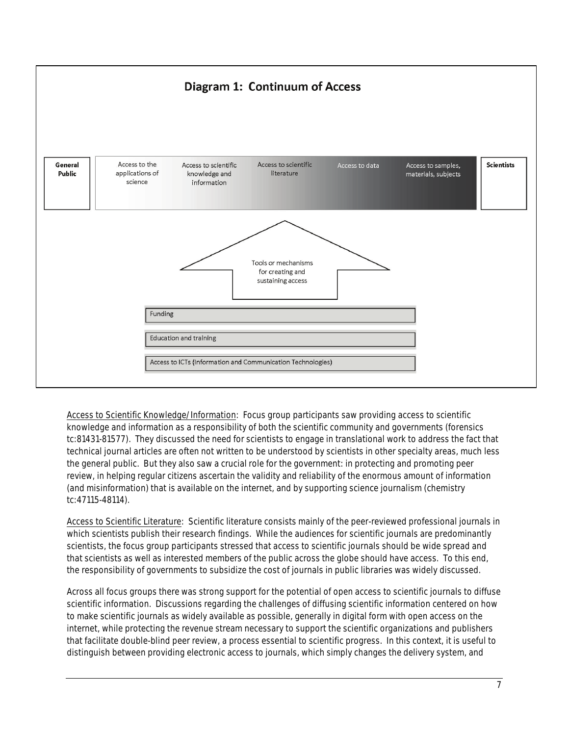## Diagram 1: Continuum of Access

General Public

Access to the applications of science

Access to scientific knowledge and information

Access to scientific literature

Access to data

Access to samples, materials, subjects

Scientists

Tools or mechanisms for creating and sustaining access

Funding

Education and training

Access to ICTs (Information and Communication Technologies)

<u>Access to Scientific Knowledge/Information</u>: Focus group participants saw providing access to scientific knowledge and information as a responsibility of both the scientific community and governments (forensics tc:81431-81577). They discussed the need for scientists to engage in translational work to address the fact that technical journal articles are often not written to be understood by scientists in other specialty areas, much less the general public. But they also saw a crucial role for the government: in protecting and promoting peer review, in helping regular citizens ascertain the validity and reliability of the enormous amount of information (and misinformation) that is available on the internet, and by supporting science journalism (chemistry tc:47115-48114).

<u>Access to Scientific Literature</u>: Scientific literature consists mainly of the peer-reviewed professional journals in which scientists publish their research findings. While the audiences for scientific journals are predominantly scientists, the focus group participants stressed that access to scientific journals should be wide spread and that scientists as well as interested members of the public across the globe should have access. To this end, the responsibility of governments to subsidize the cost of journals in public libraries was widely discussed.

Across all focus groups there was strong support for the potential of open access to scientific journals to diffuse scientific information. Discussions regarding the challenges of diffusing scientific information centered on how to make scientific journals as widely available as possible, generally in digital form with open access on the internet, while protecting the revenue stream necessary to support the scientific organizations and publishers that facilitate double-blind peer review, a process essential to scientific progress. In this context, it is useful to distinguish between providing electronic access to journals, which simply changes the delivery system, and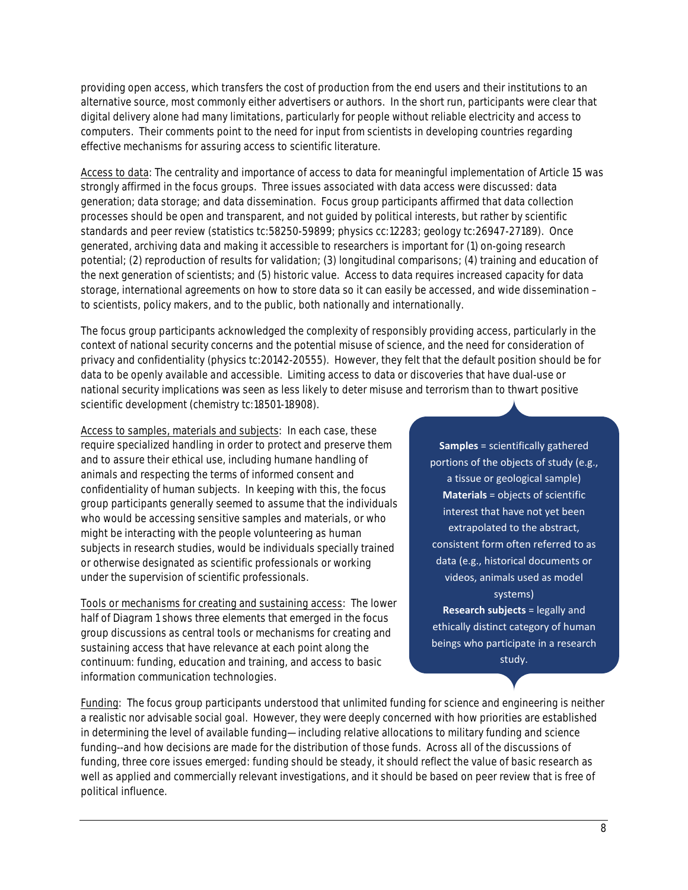providing open access, which transfers the cost of production from the end users and their institutions to an alternative source, most commonly either advertisers or authors. In the short run, participants were clear that digital delivery alone had many limitations, particularly for people without reliable electricity and access to computers. Their comments point to the need for input from scientists in developing countries regarding effective mechanisms for assuring access to scientific literature.

Access to data: The centrality and importance of access to data for meaningful implementation of Article 15 was strongly affirmed in the focus groups. Three issues associated with data access were discussed: data generation; data storage; and data dissemination. Focus group participants affirmed that data collection processes should be open and transparent, and not guided by political interests, but rather by scientific standards and peer review (statistics tc:58250-59899; physics cc:12283; geology tc:26947-27189). Once generated, archiving data and making it accessible to researchers is important for (1) on-going research potential; (2) reproduction of results for validation; (3) longitudinal comparisons; (4) training and education of the next generation of scientists; and (5) historic value. Access to data requires increased capacity for data storage, international agreements on how to store data so it can easily be accessed, and wide dissemination – to scientists, policy makers, and to the public, both nationally and internationally.

The focus group participants acknowledged the complexity of responsibly providing access, particularly in the context of national security concerns and the potential misuse of science, and the need for consideration of privacy and confidentiality (physics tc:20142-20555). However, they felt that the default position should be for data to be openly available and accessible. Limiting access to data or discoveries that have dual-use or national security implications was seen as less likely to deter misuse and terrorism than to thwart positive scientific development (chemistry tc:18501-18908).

Access to samples, materials and subjects: In each case, these require specialized handling in order to protect and preserve them and to assure their ethical use, including humane handling of animals and respecting the terms of informed consent and confidentiality of human subjects. In keeping with this, the focus group participants generally seemed to assume that the individuals who would be accessing sensitive samples and materials, or who might be interacting with the people volunteering as human subjects in research studies, would be individuals specially trained or otherwise designated as scientific professionals or working under the supervision of scientific professionals.

> **Samples** = scientifically gathered portions of the objects of study (e.g., a tissue or geological sample)
> **Materials** = objects of scientific interest that have not yet been extrapolated to the abstract, consistent form often referred to as data (e.g., historical documents or videos, animals used as model systems)
> **Research subjects** = legally and ethically distinct category of human beings who participate in a research study.

Tools or mechanisms for creating and sustaining access: The lower half of Diagram 1 shows three elements that emerged in the focus group discussions as central tools or mechanisms for creating and sustaining access that have relevance at each point along the continuum: funding, education and training, and access to basic information communication technologies.

Funding: The focus group participants understood that unlimited funding for science and engineering is neither a realistic nor advisable social goal. However, they were deeply concerned with how priorities are established in determining the level of available funding— including relative allocations to military funding and science funding--and how decisions are made for the distribution of those funds. Across all of the discussions of funding, three core issues emerged: funding should be steady, it should reflect the value of basic research as well as applied and commercially relevant investigations, and it should be based on peer review that is free of political influence.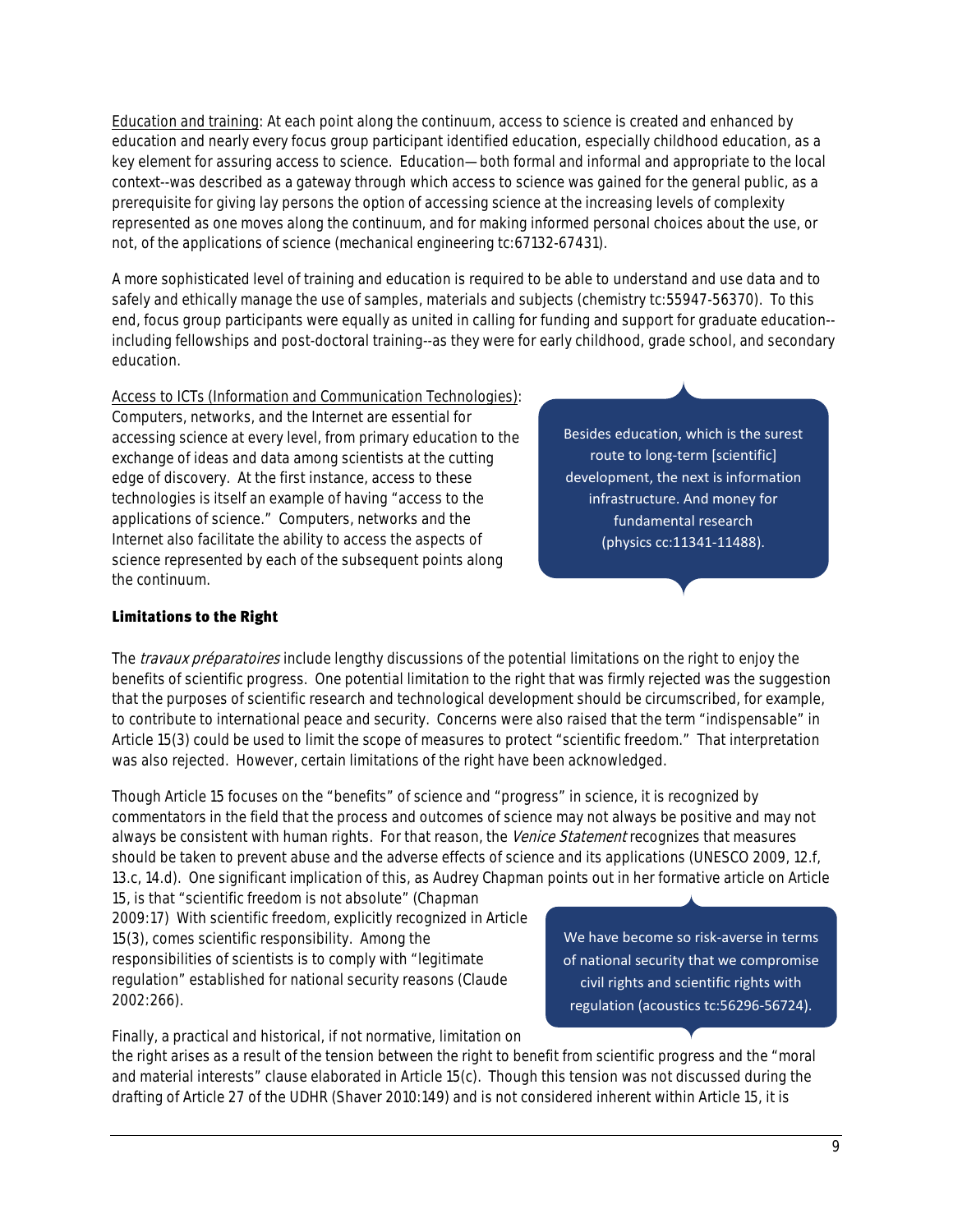Education and training: At each point along the continuum, access to science is created and enhanced by education and nearly every focus group participant identified education, especially childhood education, as a key element for assuring access to science. Education—both formal and informal and appropriate to the local context--was described as a gateway through which access to science was gained for the general public, as a prerequisite for giving lay persons the option of accessing science at the increasing levels of complexity represented as one moves along the continuum, and for making informed personal choices about the use, or not, of the applications of science (mechanical engineering tc:67132-67431).

A more sophisticated level of training and education is required to be able to understand and use data and to safely and ethically manage the use of samples, materials and subjects (chemistry tc:55947-56370). To this end, focus group participants were equally as united in calling for funding and support for graduate education--including fellowships and post-doctoral training--as they were for early childhood, grade school, and secondary education.

Access to ICTs (Information and Communication Technologies): Computers, networks, and the Internet are essential for accessing science at every level, from primary education to the exchange of ideas and data among scientists at the cutting edge of discovery. At the first instance, access to these technologies is itself an example of having "access to the applications of science." Computers, networks and the Internet also facilitate the ability to access the aspects of science represented by each of the subsequent points along the continuum.

> Besides education, which is the surest route to long-term [scientific] development, the next is information infrastructure. And money for fundamental research (physics cc:11341-11488).

### Limitations to the Right

The *travaux préparatoires* include lengthy discussions of the potential limitations on the right to enjoy the benefits of scientific progress. One potential limitation to the right that was firmly rejected was the suggestion that the purposes of scientific research and technological development should be circumscribed, for example, to contribute to international peace and security. Concerns were also raised that the term "indispensable" in Article 15(3) could be used to limit the scope of measures to protect "scientific freedom." That interpretation was also rejected. However, certain limitations of the right have been acknowledged.

Though Article 15 focuses on the "benefits" of science and "progress" in science, it is recognized by commentators in the field that the process and outcomes of science may not always be positive and may not always be consistent with human rights. For that reason, the *Venice Statement* recognizes that measures should be taken to prevent abuse and the adverse effects of science and its applications (UNESCO 2009, 12.f, 13.c, 14.d). One significant implication of this, as Audrey Chapman points out in her formative article on Article 15, is that "scientific freedom is not absolute" (Chapman 2009:17) With scientific freedom, explicitly recognized in Article 15(3), comes scientific responsibility. Among the responsibilities of scientists is to comply with "legitimate regulation" established for national security reasons (Claude 2002:266).

> We have become so risk-averse in terms of national security that we compromise civil rights and scientific rights with regulation (acoustics tc:56296-56724).

Finally, a practical and historical, if not normative, limitation on the right arises as a result of the tension between the right to benefit from scientific progress and the "moral and material interests" clause elaborated in Article 15(c). Though this tension was not discussed during the drafting of Article 27 of the UDHR (Shaver 2010:149) and is not considered inherent within Article 15, it is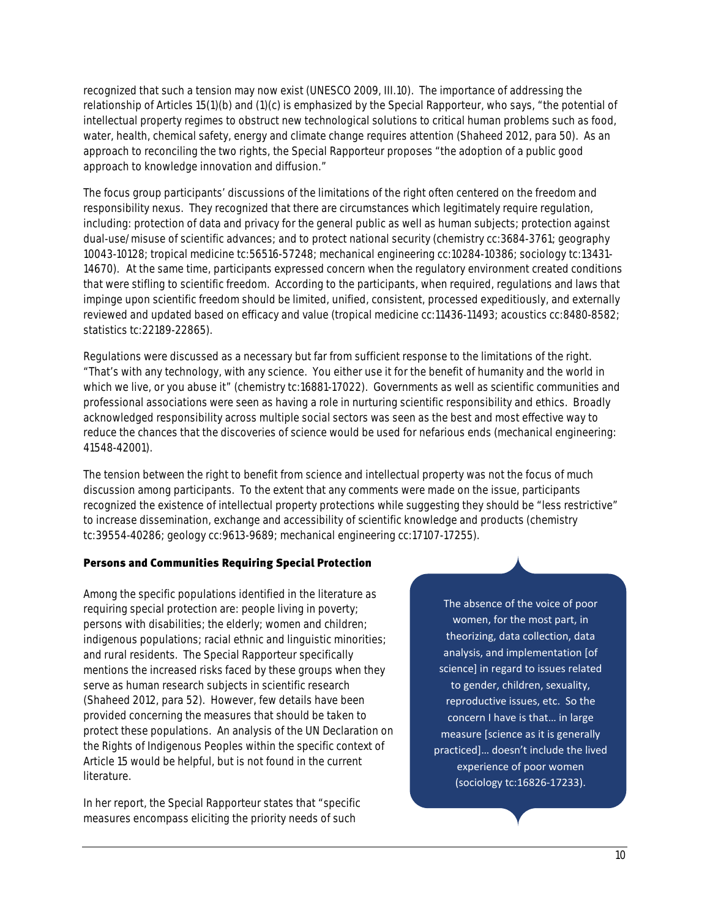recognized that such a tension may now exist (UNESCO 2009, III.10). The importance of addressing the relationship of Articles 15(1)(b) and (1)(c) is emphasized by the Special Rapporteur, who says, "the potential of intellectual property regimes to obstruct new technological solutions to critical human problems such as food, water, health, chemical safety, energy and climate change requires attention (Shaheed 2012, para 50). As an approach to reconciling the two rights, the Special Rapporteur proposes "the adoption of a public good approach to knowledge innovation and diffusion."

The focus group participants' discussions of the limitations of the right often centered on the freedom and responsibility nexus. They recognized that there are circumstances which legitimately require regulation, including: protection of data and privacy for the general public as well as human subjects; protection against dual-use/misuse of scientific advances; and to protect national security (chemistry cc:3684-3761; geography 10043-10128; tropical medicine tc:56516-57248; mechanical engineering cc:10284-10386; sociology tc:13431-14670). At the same time, participants expressed concern when the regulatory environment created conditions that were stifling to scientific freedom. According to the participants, when required, regulations and laws that impinge upon scientific freedom should be limited, unified, consistent, processed expeditiously, and externally reviewed and updated based on efficacy and value (tropical medicine cc:11436-11493; acoustics cc:8480-8582; statistics tc:22189-22865).

Regulations were discussed as a necessary but far from sufficient response to the limitations of the right. "That's with any technology, with any science. You either use it for the benefit of humanity and the world in which we live, or you abuse it" (chemistry tc:16881-17022). Governments as well as scientific communities and professional associations were seen as having a role in nurturing scientific responsibility and ethics. Broadly acknowledged responsibility across multiple social sectors was seen as the best and most effective way to reduce the chances that the discoveries of science would be used for nefarious ends (mechanical engineering: 41548-42001).

The tension between the right to benefit from science and intellectual property was not the focus of much discussion among participants. To the extent that any comments were made on the issue, participants recognized the existence of intellectual property protections while suggesting they should be "less restrictive" to increase dissemination, exchange and accessibility of scientific knowledge and products (chemistry tc:39554-40286; geology cc:9613-9689; mechanical engineering cc:17107-17255).

### Persons and Communities Requiring Special Protection

Among the specific populations identified in the literature as requiring special protection are: people living in poverty; persons with disabilities; the elderly; women and children; indigenous populations; racial ethnic and linguistic minorities; and rural residents. The Special Rapporteur specifically mentions the increased risks faced by these groups when they serve as human research subjects in scientific research (Shaheed 2012, para 52). However, few details have been provided concerning the measures that should be taken to protect these populations. An analysis of the UN Declaration on the Rights of Indigenous Peoples within the specific context of Article 15 would be helpful, but is not found in the current literature.

> The absence of the voice of poor women, for the most part, in theorizing, data collection, data analysis, and implementation [of science] in regard to issues related to gender, children, sexuality, reproductive issues, etc. So the concern I have is that… in large measure [science as it is generally practiced]… doesn't include the lived experience of poor women (sociology tc:16826-17233).

In her report, the Special Rapporteur states that "specific measures encompass eliciting the priority needs of such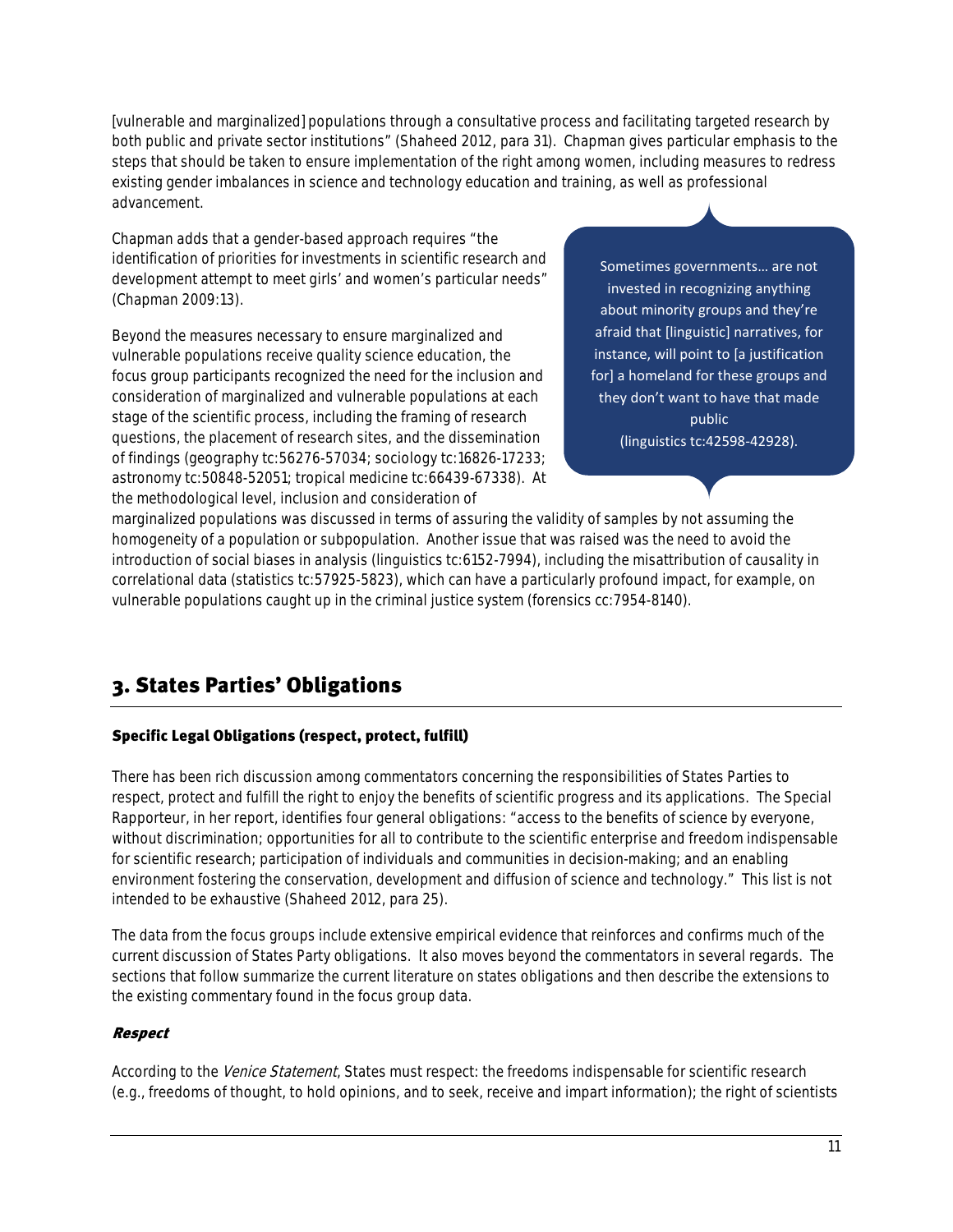[vulnerable and marginalized] populations through a consultative process and facilitating targeted research by both public and private sector institutions" (Shaheed 2012, para 31). Chapman gives particular emphasis to the steps that should be taken to ensure implementation of the right among women, including measures to redress existing gender imbalances in science and technology education and training, as well as professional advancement.

Chapman adds that a gender-based approach requires "the identification of priorities for investments in scientific research and development attempt to meet girls' and women's particular needs" (Chapman 2009:13).

Beyond the measures necessary to ensure marginalized and vulnerable populations receive quality science education, the focus group participants recognized the need for the inclusion and consideration of marginalized and vulnerable populations at each stage of the scientific process, including the framing of research questions, the placement of research sites, and the dissemination of findings (geography tc:56276-57034; sociology tc:16826-17233; astronomy tc:50848-52051; tropical medicine tc:66439-67338). At the methodological level, inclusion and consideration of marginalized populations was discussed in terms of assuring the validity of samples by not assuming the homogeneity of a population or subpopulation. Another issue that was raised was the need to avoid the introduction of social biases in analysis (linguistics tc:6152-7994), including the misattribution of causality in correlational data (statistics tc:57925-5823), which can have a particularly profound impact, for example, on vulnerable populations caught up in the criminal justice system (forensics cc:7954-8140).

> Sometimes governments… are not invested in recognizing anything about minority groups and they're afraid that [linguistic] narratives, for instance, will point to [a justification for] a homeland for these groups and they don't want to have that made public (linguistics tc:42598-42928).

## 3. States Parties' Obligations

### Specific Legal Obligations (respect, protect, fulfill)

There has been rich discussion among commentators concerning the responsibilities of States Parties to respect, protect and fulfill the right to enjoy the benefits of scientific progress and its applications. The Special Rapporteur, in her report, identifies four general obligations: "access to the benefits of science by everyone, without discrimination; opportunities for all to contribute to the scientific enterprise and freedom indispensable for scientific research; participation of individuals and communities in decision-making; and an enabling environment fostering the conservation, development and diffusion of science and technology." This list is not intended to be exhaustive (Shaheed 2012, para 25).

The data from the focus groups include extensive empirical evidence that reinforces and confirms much of the current discussion of States Party obligations. It also moves beyond the commentators in several regards. The sections that follow summarize the current literature on states obligations and then describe the extensions to the existing commentary found in the focus group data.

#### *Respect*

According to the *Venice Statement*, States must respect: the freedoms indispensable for scientific research (e.g., freedoms of thought, to hold opinions, and to seek, receive and impart information); the right of scientists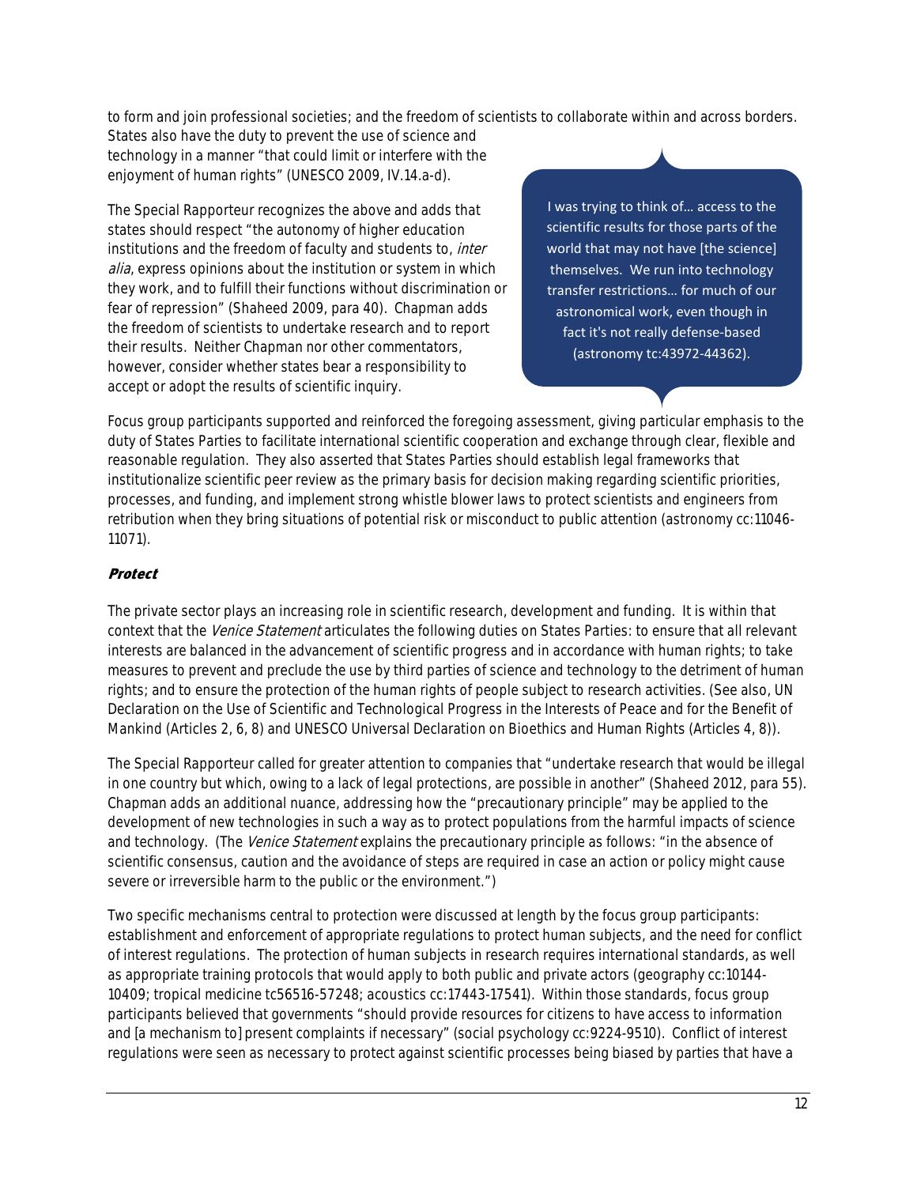to form and join professional societies; and the freedom of scientists to collaborate within and across borders. States also have the duty to prevent the use of science and technology in a manner "that could limit or interfere with the enjoyment of human rights" (UNESCO 2009, IV.14.a-d).

The Special Rapporteur recognizes the above and adds that states should respect "the autonomy of higher education institutions and the freedom of faculty and students to, *inter alia*, express opinions about the institution or system in which they work, and to fulfill their functions without discrimination or fear of repression" (Shaheed 2009, para 40). Chapman adds the freedom of scientists to undertake research and to report their results. Neither Chapman nor other commentators, however, consider whether states bear a responsibility to accept or adopt the results of scientific inquiry.

> I was trying to think of… access to the scientific results for those parts of the world that may not have [the science] themselves. We run into technology transfer restrictions… for much of our astronomical work, even though in fact it's not really defense-based (astronomy tc:43972-44362).

Focus group participants supported and reinforced the foregoing assessment, giving particular emphasis to the duty of States Parties to facilitate international scientific cooperation and exchange through clear, flexible and reasonable regulation. They also asserted that States Parties should establish legal frameworks that institutionalize scientific peer review as the primary basis for decision making regarding scientific priorities, processes, and funding, and implement strong whistle blower laws to protect scientists and engineers from retribution when they bring situations of potential risk or misconduct to public attention (astronomy cc:11046-11071).

### *Protect*

The private sector plays an increasing role in scientific research, development and funding. It is within that context that the *Venice Statement* articulates the following duties on States Parties: to ensure that all relevant interests are balanced in the advancement of scientific progress and in accordance with human rights; to take measures to prevent and preclude the use by third parties of science and technology to the detriment of human rights; and to ensure the protection of the human rights of people subject to research activities. (See also, UN Declaration on the Use of Scientific and Technological Progress in the Interests of Peace and for the Benefit of Mankind (Articles 2, 6, 8) and UNESCO Universal Declaration on Bioethics and Human Rights (Articles 4, 8)).

The Special Rapporteur called for greater attention to companies that "undertake research that would be illegal in one country but which, owing to a lack of legal protections, are possible in another" (Shaheed 2012, para 55). Chapman adds an additional nuance, addressing how the "precautionary principle" may be applied to the development of new technologies in such a way as to protect populations from the harmful impacts of science and technology. (The *Venice Statement* explains the precautionary principle as follows: "in the absence of scientific consensus, caution and the avoidance of steps are required in case an action or policy might cause severe or irreversible harm to the public or the environment.")

Two specific mechanisms central to protection were discussed at length by the focus group participants: establishment and enforcement of appropriate regulations to protect human subjects, and the need for conflict of interest regulations. The protection of human subjects in research requires international standards, as well as appropriate training protocols that would apply to both public and private actors (geography cc:10144-10409; tropical medicine tc56516-57248; acoustics cc:17443-17541). Within those standards, focus group participants believed that governments "should provide resources for citizens to have access to information and [a mechanism to] present complaints if necessary" (social psychology cc:9224-9510). Conflict of interest regulations were seen as necessary to protect against scientific processes being biased by parties that have a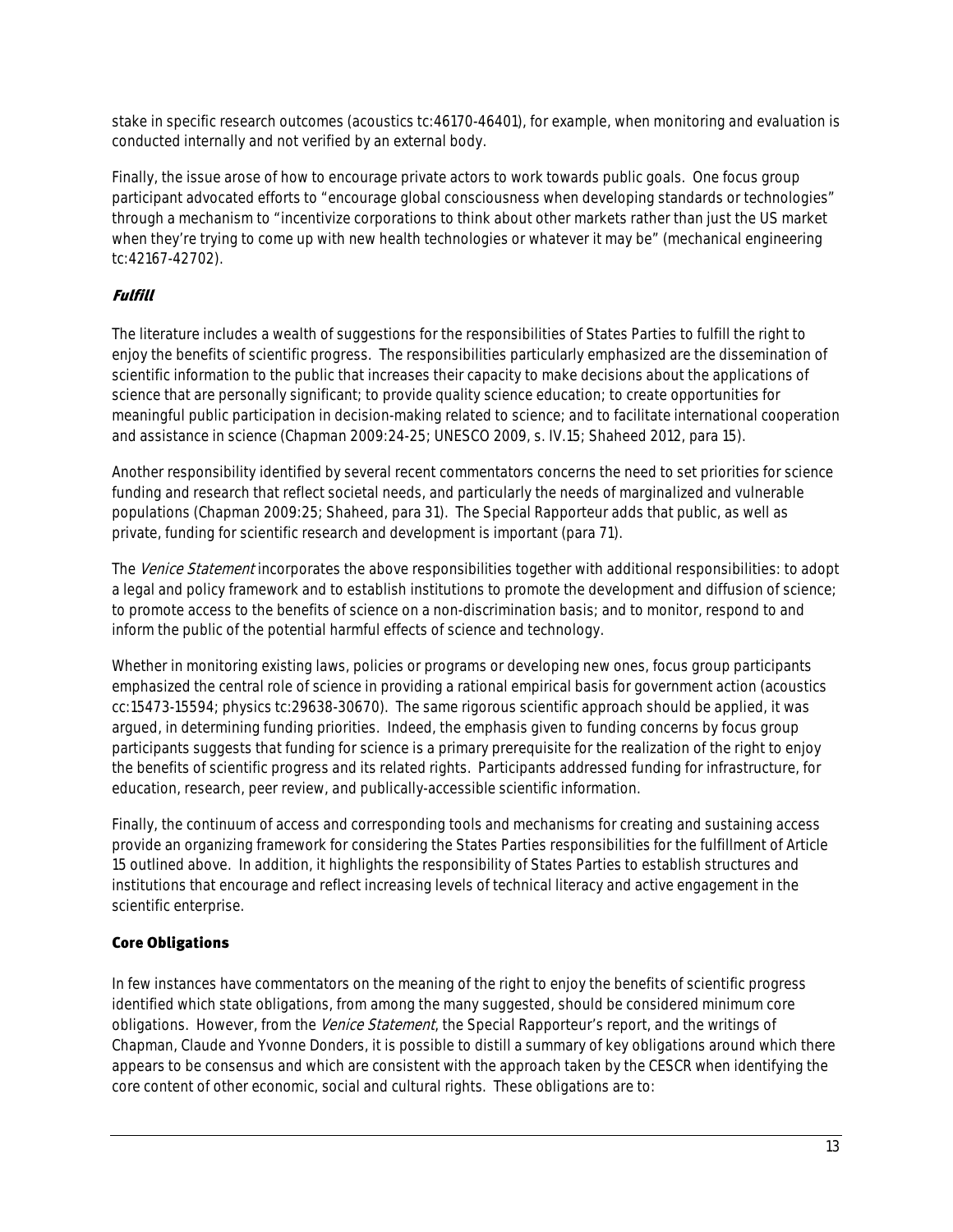stake in specific research outcomes (acoustics tc:46170-46401), for example, when monitoring and evaluation is conducted internally and not verified by an external body.

Finally, the issue arose of how to encourage private actors to work towards public goals. One focus group participant advocated efforts to "encourage global consciousness when developing standards or technologies" through a mechanism to "incentivize corporations to think about other markets rather than just the US market when they're trying to come up with new health technologies or whatever it may be" (mechanical engineering tc:42167-42702).

### *Fulfill*

The literature includes a wealth of suggestions for the responsibilities of States Parties to fulfill the right to enjoy the benefits of scientific progress. The responsibilities particularly emphasized are the dissemination of scientific information to the public that increases their capacity to make decisions about the applications of science that are personally significant; to provide quality science education; to create opportunities for meaningful public participation in decision-making related to science; and to facilitate international cooperation and assistance in science (Chapman 2009:24-25; UNESCO 2009, s. IV.15; Shaheed 2012, para 15).

Another responsibility identified by several recent commentators concerns the need to set priorities for science funding and research that reflect societal needs, and particularly the needs of marginalized and vulnerable populations (Chapman 2009:25; Shaheed, para 31). The Special Rapporteur adds that public, as well as private, funding for scientific research and development is important (para 71).

The *Venice Statement* incorporates the above responsibilities together with additional responsibilities: to adopt a legal and policy framework and to establish institutions to promote the development and diffusion of science; to promote access to the benefits of science on a non-discrimination basis; and to monitor, respond to and inform the public of the potential harmful effects of science and technology.

Whether in monitoring existing laws, policies or programs or developing new ones, focus group participants emphasized the central role of science in providing a rational empirical basis for government action (acoustics cc:15473-15594; physics tc:29638-30670). The same rigorous scientific approach should be applied, it was argued, in determining funding priorities. Indeed, the emphasis given to funding concerns by focus group participants suggests that funding for science is a primary prerequisite for the realization of the right to enjoy the benefits of scientific progress and its related rights. Participants addressed funding for infrastructure, for education, research, peer review, and publically-accessible scientific information.

Finally, the continuum of access and corresponding tools and mechanisms for creating and sustaining access provide an organizing framework for considering the States Parties responsibilities for the fulfillment of Article 15 outlined above. In addition, it highlights the responsibility of States Parties to establish structures and institutions that encourage and reflect increasing levels of technical literacy and active engagement in the scientific enterprise.

### Core Obligations

In few instances have commentators on the meaning of the right to enjoy the benefits of scientific progress identified which state obligations, from among the many suggested, should be considered minimum core obligations. However, from the *Venice Statement*, the Special Rapporteur's report, and the writings of Chapman, Claude and Yvonne Donders, it is possible to distill a summary of key obligations around which there appears to be consensus and which are consistent with the approach taken by the CESCR when identifying the core content of other economic, social and cultural rights. These obligations are to: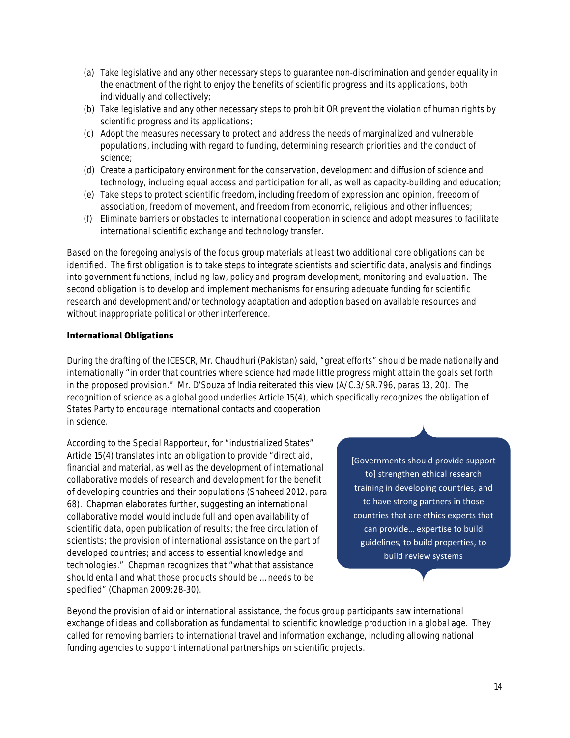(a) Take legislative and any other necessary steps to guarantee non-discrimination and gender equality in the enactment of the right to enjoy the benefits of scientific progress and its applications, both individually and collectively;

(b) Take legislative and any other necessary steps to prohibit OR prevent the violation of human rights by scientific progress and its applications;

(c) Adopt the measures necessary to protect and address the needs of marginalized and vulnerable populations, including with regard to funding, determining research priorities and the conduct of science;

(d) Create a participatory environment for the conservation, development and diffusion of science and technology, including equal access and participation for all, as well as capacity-building and education;

(e) Take steps to protect scientific freedom, including freedom of expression and opinion, freedom of association, freedom of movement, and freedom from economic, religious and other influences;

(f) Eliminate barriers or obstacles to international cooperation in science and adopt measures to facilitate international scientific exchange and technology transfer.

Based on the foregoing analysis of the focus group materials at least two additional core obligations can be identified. The first obligation is to take steps to integrate scientists and scientific data, analysis and findings into government functions, including law, policy and program development, monitoring and evaluation. The second obligation is to develop and implement mechanisms for ensuring adequate funding for scientific research and development and/or technology adaptation and adoption based on available resources and without inappropriate political or other interference.

### International Obligations

During the drafting of the ICESCR, Mr. Chaudhuri (Pakistan) said, "great efforts" should be made nationally and internationally "in order that countries where science had made little progress might attain the goals set forth in the proposed provision." Mr. D'Souza of India reiterated this view (A/C.3/SR.796, paras 13, 20). The recognition of science as a global good underlies Article 15(4), which specifically recognizes the obligation of States Party to encourage international contacts and cooperation in science.

According to the Special Rapporteur, for "industrialized States" Article 15(4) translates into an obligation to provide "direct aid, financial and material, as well as the development of international collaborative models of research and development for the benefit of developing countries and their populations (Shaheed 2012, para 68). Chapman elaborates further, suggesting an international collaborative model would include full and open availability of scientific data, open publication of results; the free circulation of scientists; the provision of international assistance on the part of developed countries; and access to essential knowledge and technologies." Chapman recognizes that "what that assistance should entail and what those products should be … needs to be specified" (Chapman 2009:28-30).

> [Governments should provide support to] strengthen ethical research training in developing countries, and to have strong partners in those countries that are ethics experts that can provide… expertise to build guidelines, to build properties, to build review systems

Beyond the provision of aid or international assistance, the focus group participants saw international exchange of ideas and collaboration as fundamental to scientific knowledge production in a global age. They called for removing barriers to international travel and information exchange, including allowing national funding agencies to support international partnerships on scientific projects.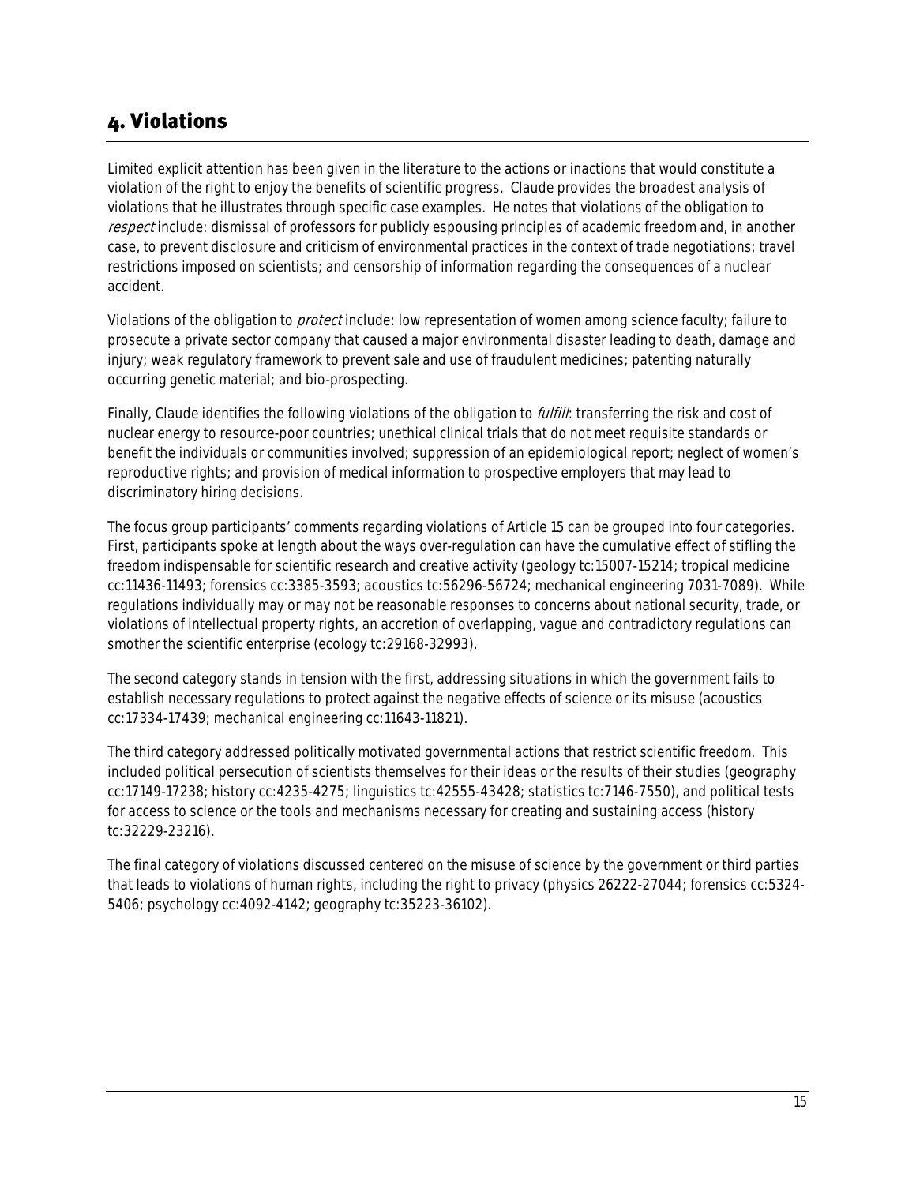# 4. Violations

Limited explicit attention has been given in the literature to the actions or inactions that would constitute a violation of the right to enjoy the benefits of scientific progress. Claude provides the broadest analysis of violations that he illustrates through specific case examples. He notes that violations of the obligation to *respect* include: dismissal of professors for publicly espousing principles of academic freedom and, in another case, to prevent disclosure and criticism of environmental practices in the context of trade negotiations; travel restrictions imposed on scientists; and censorship of information regarding the consequences of a nuclear accident.

Violations of the obligation to *protect* include: low representation of women among science faculty; failure to prosecute a private sector company that caused a major environmental disaster leading to death, damage and injury; weak regulatory framework to prevent sale and use of fraudulent medicines; patenting naturally occurring genetic material; and bio-prospecting.

Finally, Claude identifies the following violations of the obligation to *fulfill*: transferring the risk and cost of nuclear energy to resource-poor countries; unethical clinical trials that do not meet requisite standards or benefit the individuals or communities involved; suppression of an epidemiological report; neglect of women's reproductive rights; and provision of medical information to prospective employers that may lead to discriminatory hiring decisions.

The focus group participants' comments regarding violations of Article 15 can be grouped into four categories. First, participants spoke at length about the ways over-regulation can have the cumulative effect of stifling the freedom indispensable for scientific research and creative activity (geology tc:15007-15214; tropical medicine cc:11436-11493; forensics cc:3385-3593; acoustics tc:56296-56724; mechanical engineering 7031-7089). While regulations individually may or may not be reasonable responses to concerns about national security, trade, or violations of intellectual property rights, an accretion of overlapping, vague and contradictory regulations can smother the scientific enterprise (ecology tc:29168-32993).

The second category stands in tension with the first, addressing situations in which the government fails to establish necessary regulations to protect against the negative effects of science or its misuse (acoustics cc:17334-17439; mechanical engineering cc:11643-11821).

The third category addressed politically motivated governmental actions that restrict scientific freedom. This included political persecution of scientists themselves for their ideas or the results of their studies (geography cc:17149-17238; history cc:4235-4275; linguistics tc:42555-43428; statistics tc:7146-7550), and political tests for access to science or the tools and mechanisms necessary for creating and sustaining access (history tc:32229-23216).

The final category of violations discussed centered on the misuse of science by the government or third parties that leads to violations of human rights, including the right to privacy (physics 26222-27044; forensics cc:5324-5406; psychology cc:4092-4142; geography tc:35223-36102).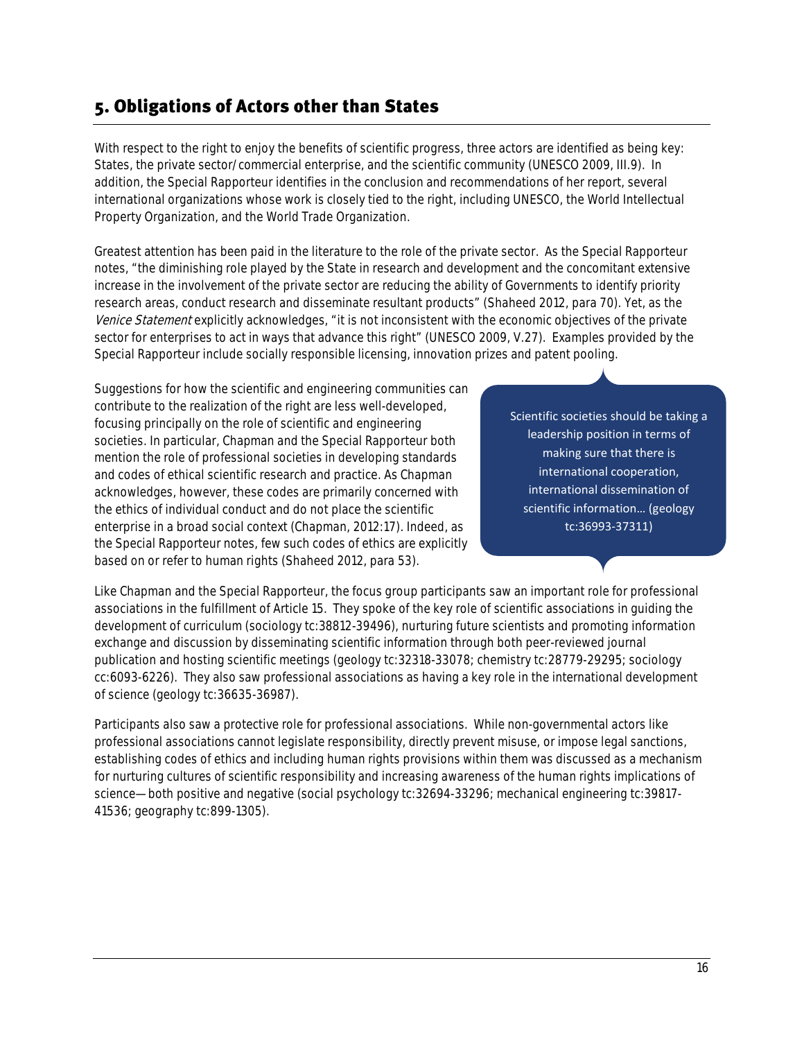## 5. Obligations of Actors other than States

With respect to the right to enjoy the benefits of scientific progress, three actors are identified as being key: States, the private sector/commercial enterprise, and the scientific community (UNESCO 2009, III.9). In addition, the Special Rapporteur identifies in the conclusion and recommendations of her report, several international organizations whose work is closely tied to the right, including UNESCO, the World Intellectual Property Organization, and the World Trade Organization.

Greatest attention has been paid in the literature to the role of the private sector. As the Special Rapporteur notes, "the diminishing role played by the State in research and development and the concomitant extensive increase in the involvement of the private sector are reducing the ability of Governments to identify priority research areas, conduct research and disseminate resultant products" (Shaheed 2012, para 70). Yet, as the *Venice Statement* explicitly acknowledges, "it is not inconsistent with the economic objectives of the private sector for enterprises to act in ways that advance this right" (UNESCO 2009, V.27). Examples provided by the Special Rapporteur include socially responsible licensing, innovation prizes and patent pooling.

Suggestions for how the scientific and engineering communities can contribute to the realization of the right are less well-developed, focusing principally on the role of scientific and engineering societies. In particular, Chapman and the Special Rapporteur both mention the role of professional societies in developing standards and codes of ethical scientific research and practice. As Chapman acknowledges, however, these codes are primarily concerned with the ethics of individual conduct and do not place the scientific enterprise in a broad social context (Chapman, 2012:17). Indeed, as the Special Rapporteur notes, few such codes of ethics are explicitly based on or refer to human rights (Shaheed 2012, para 53).

> Scientific societies should be taking a leadership position in terms of making sure that there is international cooperation, international dissemination of scientific information… (geology tc:36993-37311)

Like Chapman and the Special Rapporteur, the focus group participants saw an important role for professional associations in the fulfillment of Article 15. They spoke of the key role of scientific associations in guiding the development of curriculum (sociology tc:38812-39496), nurturing future scientists and promoting information exchange and discussion by disseminating scientific information through both peer-reviewed journal publication and hosting scientific meetings (geology tc:32318-33078; chemistry tc:28779-29295; sociology cc:6093-6226). They also saw professional associations as having a key role in the international development of science (geology tc:36635-36987).

Participants also saw a protective role for professional associations. While non-governmental actors like professional associations cannot legislate responsibility, directly prevent misuse, or impose legal sanctions, establishing codes of ethics and including human rights provisions within them was discussed as a mechanism for nurturing cultures of scientific responsibility and increasing awareness of the human rights implications of science—both positive and negative (social psychology tc:32694-33296; mechanical engineering tc:39817-41536; geography tc:899-1305).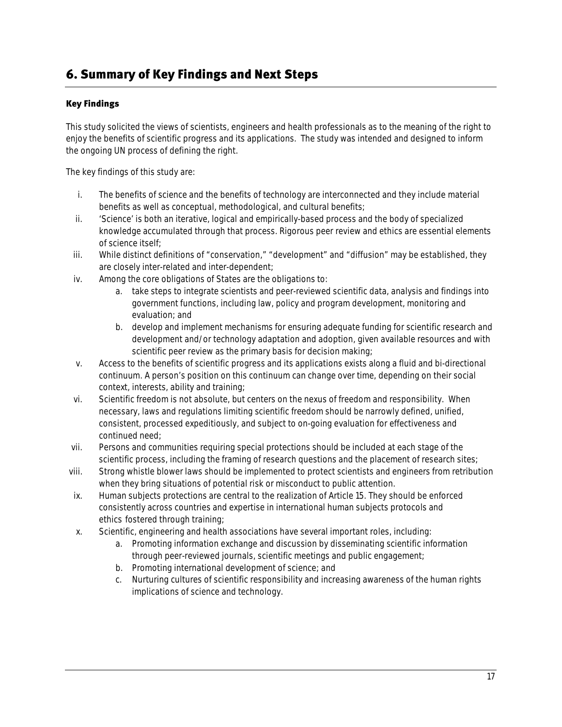## 6. Summary of Key Findings and Next Steps

### Key Findings

This study solicited the views of scientists, engineers and health professionals as to the meaning of the right to enjoy the benefits of scientific progress and its applications. The study was intended and designed to inform the ongoing UN process of defining the right.

The key findings of this study are:

i. The benefits of science and the benefits of technology are interconnected and they include material benefits as well as conceptual, methodological, and cultural benefits;

ii. 'Science' is both an iterative, logical and empirically-based process and the body of specialized knowledge accumulated through that process. Rigorous peer review and ethics are essential elements of science itself;

iii. While distinct definitions of "conservation," "development" and "diffusion" may be established, they are closely inter-related and inter-dependent;

iv. Among the core obligations of States are the obligations to:
   a. take steps to integrate scientists and peer-reviewed scientific data, analysis and findings into government functions, including law, policy and program development, monitoring and evaluation; and
   b. develop and implement mechanisms for ensuring adequate funding for scientific research and development and/or technology adaptation and adoption, given available resources and with scientific peer review as the primary basis for decision making;

v. Access to the benefits of scientific progress and its applications exists along a fluid and bi-directional continuum. A person's position on this continuum can change over time, depending on their social context, interests, ability and training;

vi. Scientific freedom is not absolute, but centers on the nexus of freedom and responsibility. When necessary, laws and regulations limiting scientific freedom should be narrowly defined, unified, consistent, processed expeditiously, and subject to on-going evaluation for effectiveness and continued need;

vii. Persons and communities requiring special protections should be included at each stage of the scientific process, including the framing of research questions and the placement of research sites;

viii. Strong whistle blower laws should be implemented to protect scientists and engineers from retribution when they bring situations of potential risk or misconduct to public attention.

ix. Human subjects protections are central to the realization of Article 15. They should be enforced consistently across countries and expertise in international human subjects protocols and ethics fostered through training;

x. Scientific, engineering and health associations have several important roles, including:
   a. Promoting information exchange and discussion by disseminating scientific information through peer-reviewed journals, scientific meetings and public engagement;
   b. Promoting international development of science; and
   c. Nurturing cultures of scientific responsibility and increasing awareness of the human rights implications of science and technology.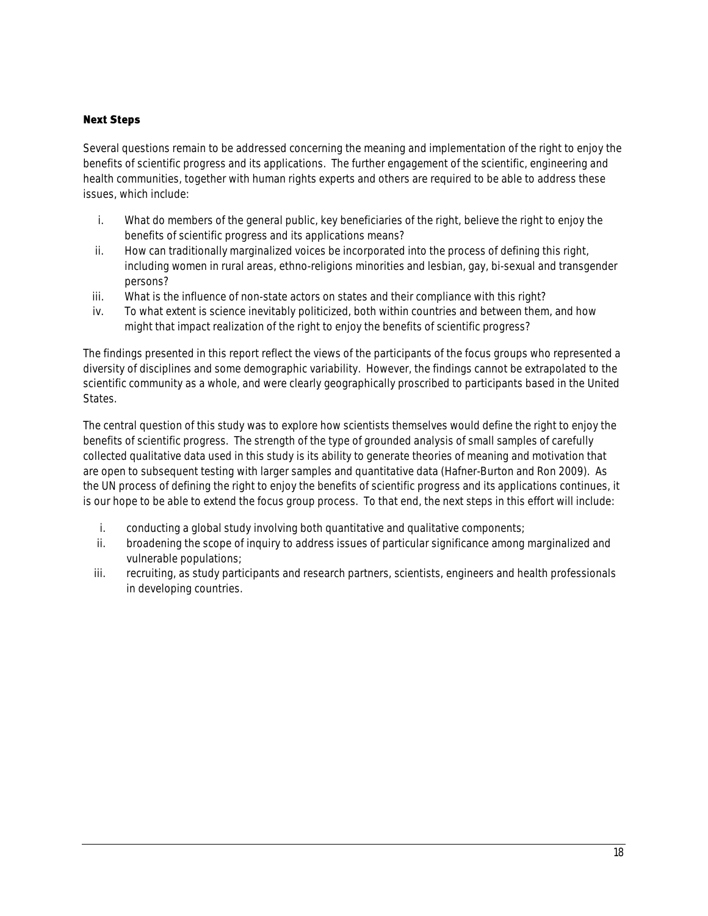### Next Steps

Several questions remain to be addressed concerning the meaning and implementation of the right to enjoy the benefits of scientific progress and its applications. The further engagement of the scientific, engineering and health communities, together with human rights experts and others are required to be able to address these issues, which include:

i. What do members of the general public, key beneficiaries of the right, believe the right to enjoy the benefits of scientific progress and its applications means?
ii. How can traditionally marginalized voices be incorporated into the process of defining this right, including women in rural areas, ethno-religions minorities and lesbian, gay, bi-sexual and transgender persons?
iii. What is the influence of non-state actors on states and their compliance with this right?
iv. To what extent is science inevitably politicized, both within countries and between them, and how might that impact realization of the right to enjoy the benefits of scientific progress?

The findings presented in this report reflect the views of the participants of the focus groups who represented a diversity of disciplines and some demographic variability. However, the findings cannot be extrapolated to the scientific community as a whole, and were clearly geographically proscribed to participants based in the United States.

The central question of this study was to explore how scientists themselves would define the right to enjoy the benefits of scientific progress. The strength of the type of grounded analysis of small samples of carefully collected qualitative data used in this study is its ability to generate theories of meaning and motivation that are open to subsequent testing with larger samples and quantitative data (Hafner-Burton and Ron 2009). As the UN process of defining the right to enjoy the benefits of scientific progress and its applications continues, it is our hope to be able to extend the focus group process. To that end, the next steps in this effort will include:

i. conducting a global study involving both quantitative and qualitative components;
ii. broadening the scope of inquiry to address issues of particular significance among marginalized and vulnerable populations;
iii. recruiting, as study participants and research partners, scientists, engineers and health professionals in developing countries.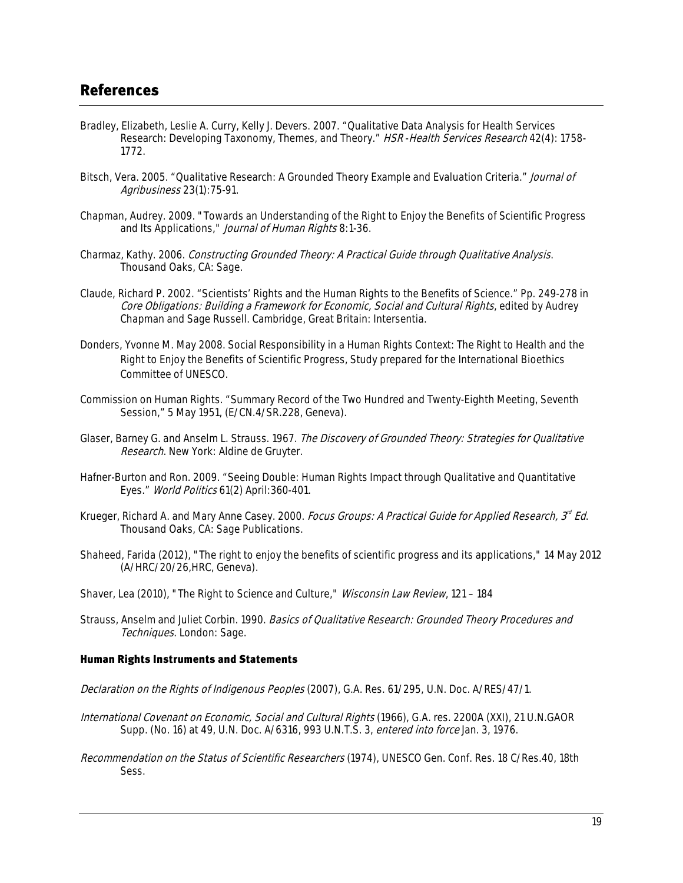## References

Bradley, Elizabeth, Leslie A. Curry, Kelly J. Devers. 2007. "Qualitative Data Analysis for Health Services Research: Developing Taxonomy, Themes, and Theory." *HSR -Health Services Research* 42(4): 1758-1772.

Bitsch, Vera. 2005. "Qualitative Research: A Grounded Theory Example and Evaluation Criteria." *Journal of Agribusiness* 23(1):75-91.

Chapman, Audrey. 2009. "Towards an Understanding of the Right to Enjoy the Benefits of Scientific Progress and Its Applications," *Journal of Human Rights* 8:1-36.

Charmaz, Kathy. 2006. *Constructing Grounded Theory: A Practical Guide through Qualitative Analysis*. Thousand Oaks, CA: Sage.

Claude, Richard P. 2002. "Scientists' Rights and the Human Rights to the Benefits of Science." Pp. 249-278 in *Core Obligations: Building a Framework for Economic, Social and Cultural Rights*, edited by Audrey Chapman and Sage Russell. Cambridge, Great Britain: Intersentia.

Donders, Yvonne M. May 2008. Social Responsibility in a Human Rights Context: The Right to Health and the Right to Enjoy the Benefits of Scientific Progress, Study prepared for the International Bioethics Committee of UNESCO.

Commission on Human Rights. "Summary Record of the Two Hundred and Twenty-Eighth Meeting, Seventh Session," 5 May 1951, (E/CN.4/SR.228, Geneva).

Glaser, Barney G. and Anselm L. Strauss. 1967. *The Discovery of Grounded Theory: Strategies for Qualitative Research*. New York: Aldine de Gruyter.

Hafner-Burton and Ron. 2009. "Seeing Double: Human Rights Impact through Qualitative and Quantitative Eyes." *World Politics* 61(2) April:360-401.

Krueger, Richard A. and Mary Anne Casey. 2000. *Focus Groups: A Practical Guide for Applied Research, 3rd Ed*. Thousand Oaks, CA: Sage Publications.

Shaheed, Farida (2012), "The right to enjoy the benefits of scientific progress and its applications," 14 May 2012 (A/HRC/20/26,HRC, Geneva).

Shaver, Lea (2010), "The Right to Science and Culture," *Wisconsin Law Review*, 121 – 184

Strauss, Anselm and Juliet Corbin. 1990. *Basics of Qualitative Research: Grounded Theory Procedures and Techniques*. London: Sage.

### Human Rights Instruments and Statements

*Declaration on the Rights of Indigenous Peoples* (2007), G.A. Res. 61/295, U.N. Doc. A/RES/47/1.

*International Covenant on Economic, Social and Cultural Rights* (1966), G.A. res. 2200A (XXI), 21 U.N.GAOR Supp. (No. 16) at 49, U.N. Doc. A/6316, 993 U.N.T.S. 3, *entered into force* Jan. 3, 1976.

*Recommendation on the Status of Scientific Researchers* (1974), UNESCO Gen. Conf. Res. 18 C/Res.40, 18th Sess.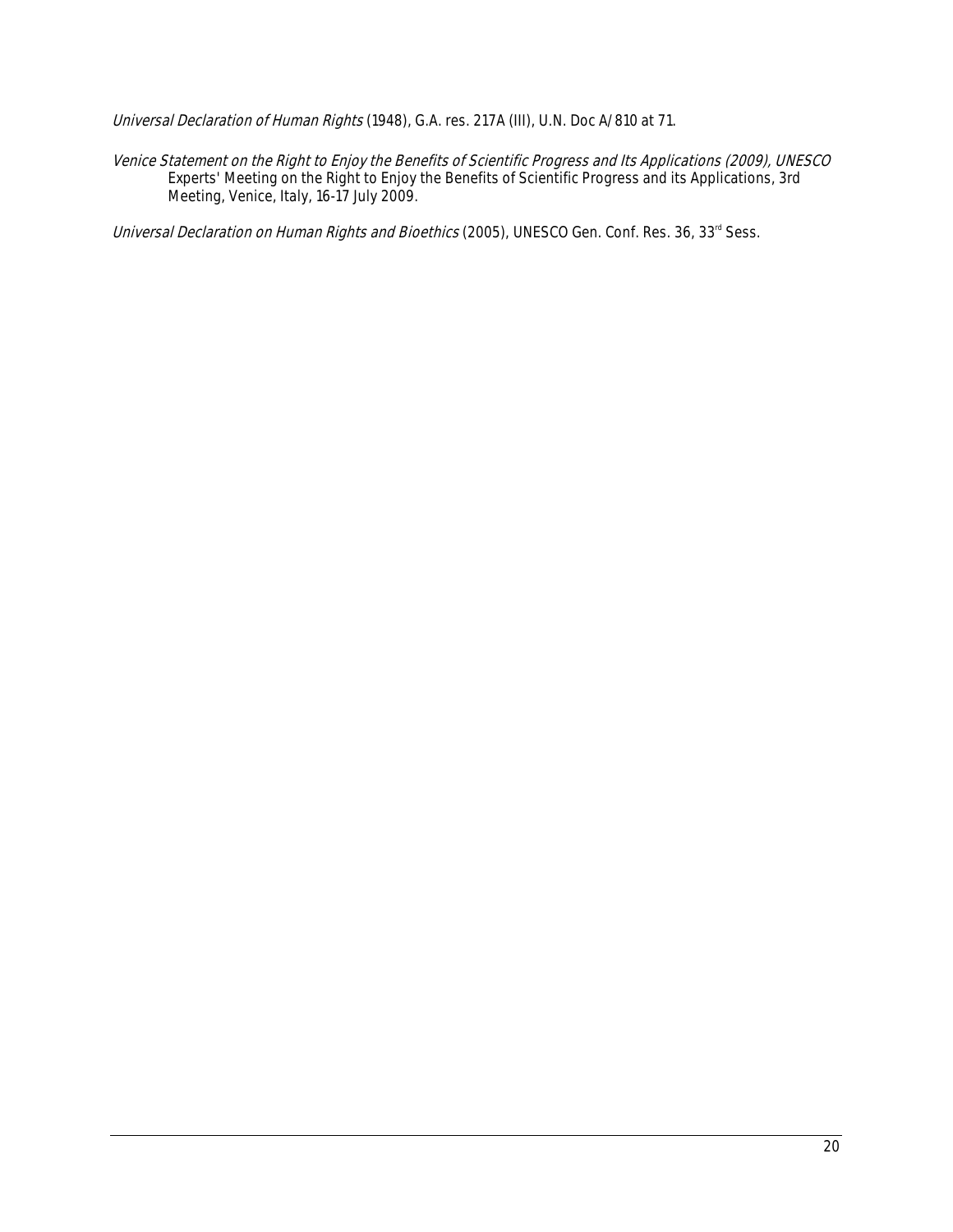*Universal Declaration of Human Rights* (1948), G.A. res. 217A (III), U.N. Doc A/810 at 71.

*Venice Statement on the Right to Enjoy the Benefits of Scientific Progress and Its Applications (2009), UNESCO* Experts' Meeting on the Right to Enjoy the Benefits of Scientific Progress and its Applications, 3rd Meeting, Venice, Italy, 16-17 July 2009.

*Universal Declaration on Human Rights and Bioethics* (2005), UNESCO Gen. Conf. Res. 36, 33rd Sess.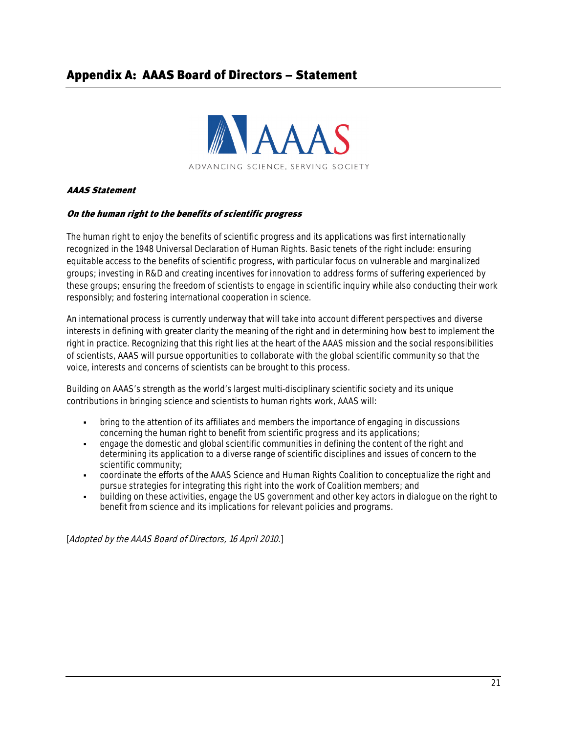# Appendix A: AAAS Board of Directors – Statement

AAAS

ADVANCING SCIENCE, SERVING SOCIETY

***AAAS Statement***

***On the human right to the benefits of scientific progress***

The human right to enjoy the benefits of scientific progress and its applications was first internationally recognized in the 1948 Universal Declaration of Human Rights. Basic tenets of the right include: ensuring equitable access to the benefits of scientific progress, with particular focus on vulnerable and marginalized groups; investing in R&D and creating incentives for innovation to address forms of suffering experienced by these groups; ensuring the freedom of scientists to engage in scientific inquiry while also conducting their work responsibly; and fostering international cooperation in science.

An international process is currently underway that will take into account different perspectives and diverse interests in defining with greater clarity the meaning of the right and in determining how best to implement the right in practice. Recognizing that this right lies at the heart of the AAAS mission and the social responsibilities of scientists, AAAS will pursue opportunities to collaborate with the global scientific community so that the voice, interests and concerns of scientists can be brought to this process.

Building on AAAS's strength as the world's largest multi-disciplinary scientific society and its unique contributions in bringing science and scientists to human rights work, AAAS will:

- bring to the attention of its affiliates and members the importance of engaging in discussions concerning the human right to benefit from scientific progress and its applications;
- engage the domestic and global scientific communities in defining the content of the right and determining its application to a diverse range of scientific disciplines and issues of concern to the scientific community;
- coordinate the efforts of the AAAS Science and Human Rights Coalition to conceptualize the right and pursue strategies for integrating this right into the work of Coalition members; and
- building on these activities, engage the US government and other key actors in dialogue on the right to benefit from science and its implications for relevant policies and programs.

[*Adopted by the AAAS Board of Directors, 16 April 2010.*]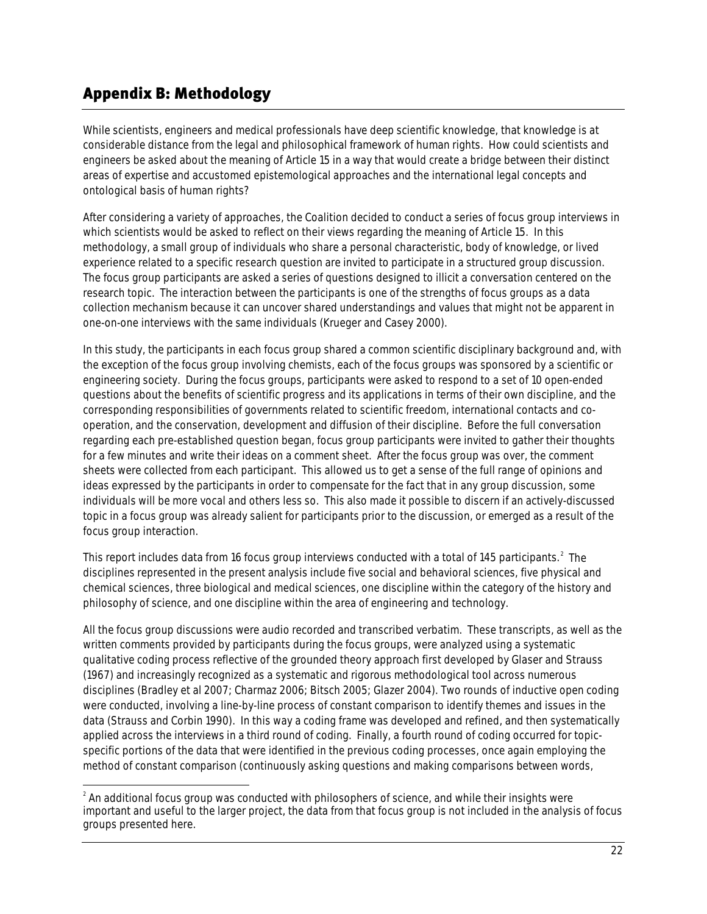# Appendix B: Methodology

While scientists, engineers and medical professionals have deep scientific knowledge, that knowledge is at considerable distance from the legal and philosophical framework of human rights. How could scientists and engineers be asked about the meaning of Article 15 in a way that would create a bridge between their distinct areas of expertise and accustomed epistemological approaches and the international legal concepts and ontological basis of human rights?

After considering a variety of approaches, the Coalition decided to conduct a series of focus group interviews in which scientists would be asked to reflect on their views regarding the meaning of Article 15. In this methodology, a small group of individuals who share a personal characteristic, body of knowledge, or lived experience related to a specific research question are invited to participate in a structured group discussion. The focus group participants are asked a series of questions designed to illicit a conversation centered on the research topic. The interaction between the participants is one of the strengths of focus groups as a data collection mechanism because it can uncover shared understandings and values that might not be apparent in one-on-one interviews with the same individuals (Krueger and Casey 2000).

In this study, the participants in each focus group shared a common scientific disciplinary background and, with the exception of the focus group involving chemists, each of the focus groups was sponsored by a scientific or engineering society. During the focus groups, participants were asked to respond to a set of 10 open-ended questions about the benefits of scientific progress and its applications in terms of their own discipline, and the corresponding responsibilities of governments related to scientific freedom, international contacts and co-operation, and the conservation, development and diffusion of their discipline. Before the full conversation regarding each pre-established question began, focus group participants were invited to gather their thoughts for a few minutes and write their ideas on a comment sheet. After the focus group was over, the comment sheets were collected from each participant. This allowed us to get a sense of the full range of opinions and ideas expressed by the participants in order to compensate for the fact that in any group discussion, some individuals will be more vocal and others less so. This also made it possible to discern if an actively-discussed topic in a focus group was already salient for participants prior to the discussion, or emerged as a result of the focus group interaction.

This report includes data from 16 focus group interviews conducted with a total of 145 participants.[2] The disciplines represented in the present analysis include five social and behavioral sciences, five physical and chemical sciences, three biological and medical sciences, one discipline within the category of the history and philosophy of science, and one discipline within the area of engineering and technology.

All the focus group discussions were audio recorded and transcribed verbatim. These transcripts, as well as the written comments provided by participants during the focus groups, were analyzed using a systematic qualitative coding process reflective of the grounded theory approach first developed by Glaser and Strauss (1967) and increasingly recognized as a systematic and rigorous methodological tool across numerous disciplines (Bradley et al 2007; Charmaz 2006; Bitsch 2005; Glazer 2004). Two rounds of inductive open coding were conducted, involving a line-by-line process of constant comparison to identify themes and issues in the data (Strauss and Corbin 1990). In this way a coding frame was developed and refined, and then systematically applied across the interviews in a third round of coding. Finally, a fourth round of coding occurred for topic-specific portions of the data that were identified in the previous coding processes, once again employing the method of constant comparison (continuously asking questions and making comparisons between words,

[2] An additional focus group was conducted with philosophers of science, and while their insights were important and useful to the larger project, the data from that focus group is not included in the analysis of focus groups presented here.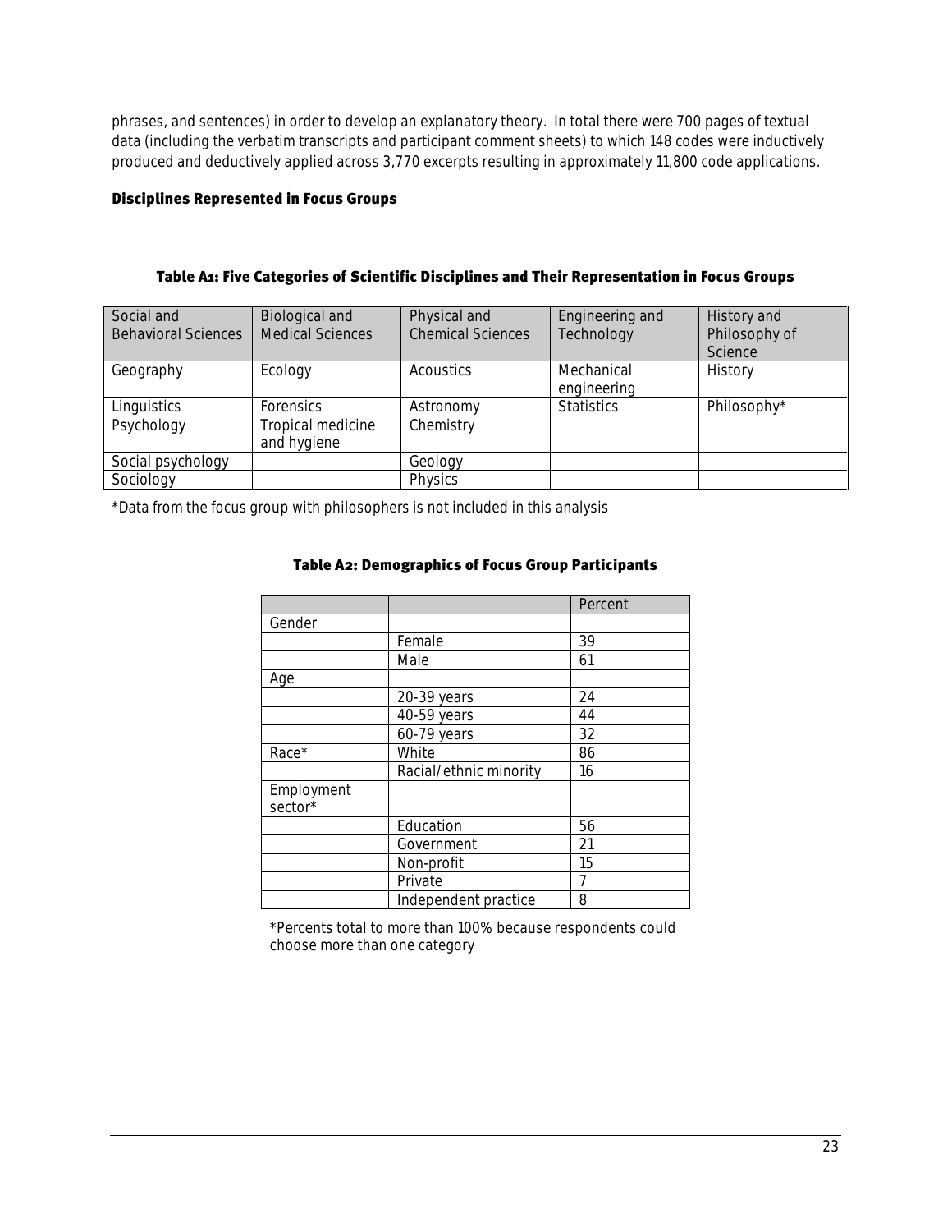phrases, and sentences) in order to develop an explanatory theory. In total there were 700 pages of textual data (including the verbatim transcripts and participant comment sheets) to which 148 codes were inductively produced and deductively applied across 3,770 excerpts resulting in approximately 11,800 code applications.

### Disciplines Represented in Focus Groups

**Table A1: Five Categories of Scientific Disciplines and Their Representation in Focus Groups**

| Social and Behavioral Sciences | Biological and Medical Sciences | Physical and Chemical Sciences | Engineering and Technology | History and Philosophy of Science |
|---|---|---|---|---|
| Geography | Ecology | Acoustics | Mechanical engineering | History |
| Linguistics | Forensics | Astronomy | Statistics | Philosophy* |
| Psychology | Tropical medicine and hygiene | Chemistry | | |
| Social psychology | | Geology | | |
| Sociology | | Physics | | |

*Data from the focus group with philosophers is not included in this analysis

**Table A2: Demographics of Focus Group Participants**

| | | Percent |
|---|---|---|
| Gender | | |
| | Female | 39 |
| | Male | 61 |
| Age | | |
| | 20-39 years | 24 |
| | 40-59 years | 44 |
| | 60-79 years | 32 |
| Race* | White | 86 |
| | Racial/ethnic minority | 16 |
| Employment sector* | | |
| | Education | 56 |
| | Government | 21 |
| | Non-profit | 15 |
| | Private | 7 |
| | Independent practice | 8 |

*Percents total to more than 100% because respondents could choose more than one category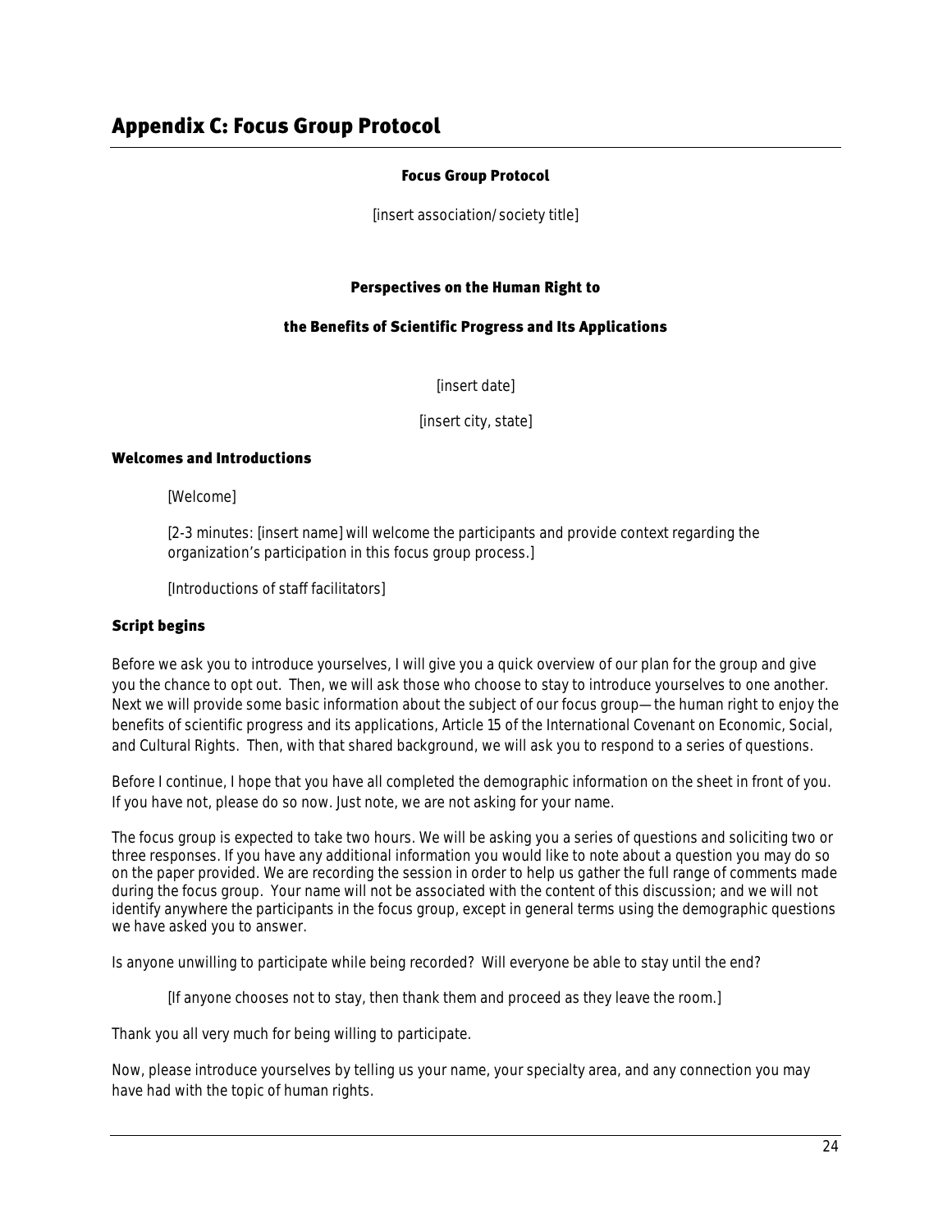## Appendix C: Focus Group Protocol

**Focus Group Protocol**

[insert association/society title]

**Perspectives on the Human Right to**

**the Benefits of Scientific Progress and Its Applications**

[insert date]

[insert city, state]

### Welcomes and Introductions

[Welcome]

[2-3 minutes: [insert name] will welcome the participants and provide context regarding the organization's participation in this focus group process.]

[Introductions of staff facilitators]

### Script begins

Before we ask you to introduce yourselves, I will give you a quick overview of our plan for the group and give you the chance to opt out. Then, we will ask those who choose to stay to introduce yourselves to one another. Next we will provide some basic information about the subject of our focus group—the human right to enjoy the benefits of scientific progress and its applications, Article 15 of the International Covenant on Economic, Social, and Cultural Rights. Then, with that shared background, we will ask you to respond to a series of questions.

Before I continue, I hope that you have all completed the demographic information on the sheet in front of you. If you have not, please do so now. Just note, we are not asking for your name.

The focus group is expected to take two hours. We will be asking you a series of questions and soliciting two or three responses. If you have any additional information you would like to note about a question you may do so on the paper provided. We are recording the session in order to help us gather the full range of comments made during the focus group. Your name will not be associated with the content of this discussion; and we will not identify anywhere the participants in the focus group, except in general terms using the demographic questions we have asked you to answer.

Is anyone unwilling to participate while being recorded? Will everyone be able to stay until the end?

[If anyone chooses not to stay, then thank them and proceed as they leave the room.]

Thank you all very much for being willing to participate.

Now, please introduce yourselves by telling us your name, your specialty area, and any connection you may have had with the topic of human rights.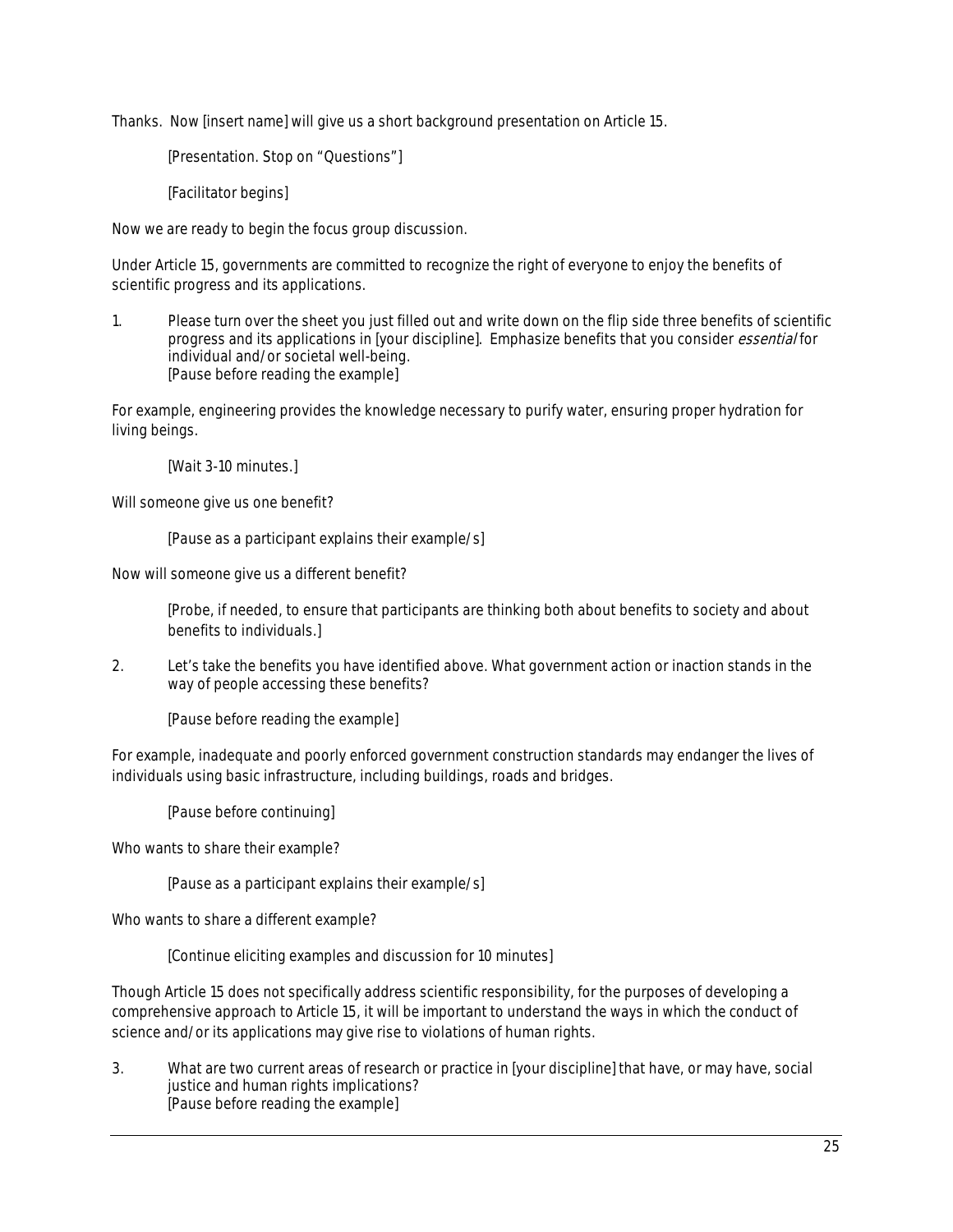Thanks. Now [insert name] will give us a short background presentation on Article 15.

[Presentation. Stop on "Questions"]

[Facilitator begins]

Now we are ready to begin the focus group discussion.

Under Article 15, governments are committed to recognize the right of everyone to enjoy the benefits of scientific progress and its applications.

1. Please turn over the sheet you just filled out and write down on the flip side three benefits of scientific progress and its applications in [your discipline]. Emphasize benefits that you consider *essential* for individual and/or societal well-being.
   [Pause before reading the example]

For example, engineering provides the knowledge necessary to purify water, ensuring proper hydration for living beings.

[Wait 3-10 minutes.]

Will someone give us one benefit?

[Pause as a participant explains their example/s]

Now will someone give us a different benefit?

[Probe, if needed, to ensure that participants are thinking both about benefits to society and about benefits to individuals.]

2. Let's take the benefits you have identified above. What government action or inaction stands in the way of people accessing these benefits?

   [Pause before reading the example]

For example, inadequate and poorly enforced government construction standards may endanger the lives of individuals using basic infrastructure, including buildings, roads and bridges.

[Pause before continuing]

Who wants to share their example?

[Pause as a participant explains their example/s]

Who wants to share a different example?

[Continue eliciting examples and discussion for 10 minutes]

Though Article 15 does not specifically address scientific responsibility, for the purposes of developing a comprehensive approach to Article 15, it will be important to understand the ways in which the conduct of science and/or its applications may give rise to violations of human rights.

3. What are two current areas of research or practice in [your discipline] that have, or may have, social justice and human rights implications?
   [Pause before reading the example]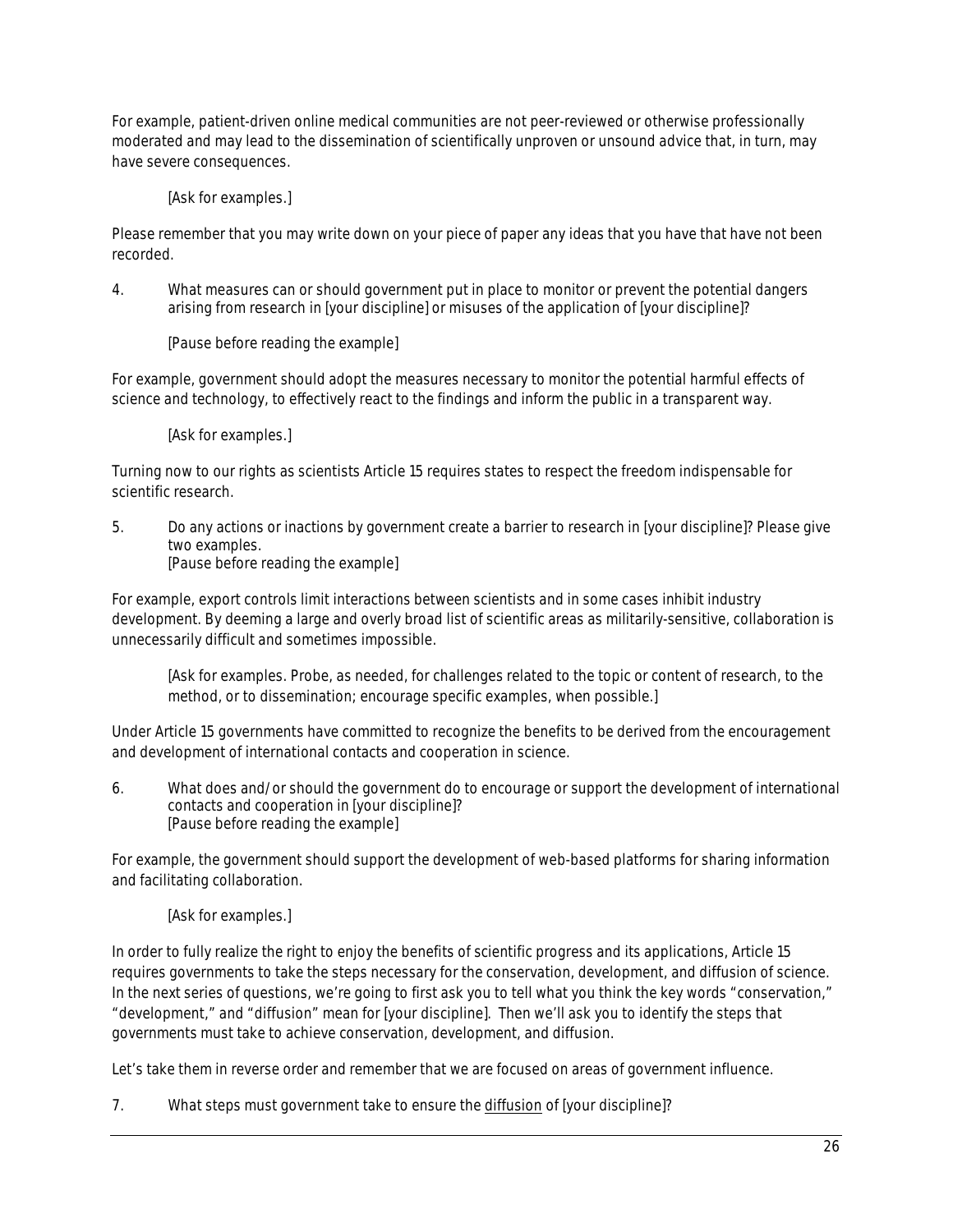For example, patient-driven online medical communities are not peer-reviewed or otherwise professionally moderated and may lead to the dissemination of scientifically unproven or unsound advice that, in turn, may have severe consequences.

[Ask for examples.]

Please remember that you may write down on your piece of paper any ideas that you have that have not been recorded.

4. What measures can or should government put in place to monitor or prevent the potential dangers arising from research in [your discipline] or misuses of the application of [your discipline]?

   [Pause before reading the example]

For example, government should adopt the measures necessary to monitor the potential harmful effects of science and technology, to effectively react to the findings and inform the public in a transparent way.

[Ask for examples.]

Turning now to our rights as scientists Article 15 requires states to respect the freedom indispensable for scientific research.

5. Do any actions or inactions by government create a barrier to research in [your discipline]? Please give two examples.
   [Pause before reading the example]

For example, export controls limit interactions between scientists and in some cases inhibit industry development. By deeming a large and overly broad list of scientific areas as militarily-sensitive, collaboration is unnecessarily difficult and sometimes impossible.

[Ask for examples. Probe, as needed, for challenges related to the topic or content of research, to the method, or to dissemination; encourage specific examples, when possible.]

Under Article 15 governments have committed to recognize the benefits to be derived from the encouragement and development of international contacts and cooperation in science.

6. What does and/or should the government do to encourage or support the development of international contacts and cooperation in [your discipline]?
   [Pause before reading the example]

For example, the government should support the development of web-based platforms for sharing information and facilitating collaboration.

[Ask for examples.]

In order to fully realize the right to enjoy the benefits of scientific progress and its applications, Article 15 requires governments to take the steps necessary for the conservation, development, and diffusion of science. In the next series of questions, we're going to first ask you to tell what you think the key words "conservation," "development," and "diffusion" mean for [your discipline]. Then we'll ask you to identify the steps that governments must take to achieve conservation, development, and diffusion.

Let's take them in reverse order and remember that we are focused on areas of government influence.

7. What steps must government take to ensure the <u>diffusion</u> of [your discipline]?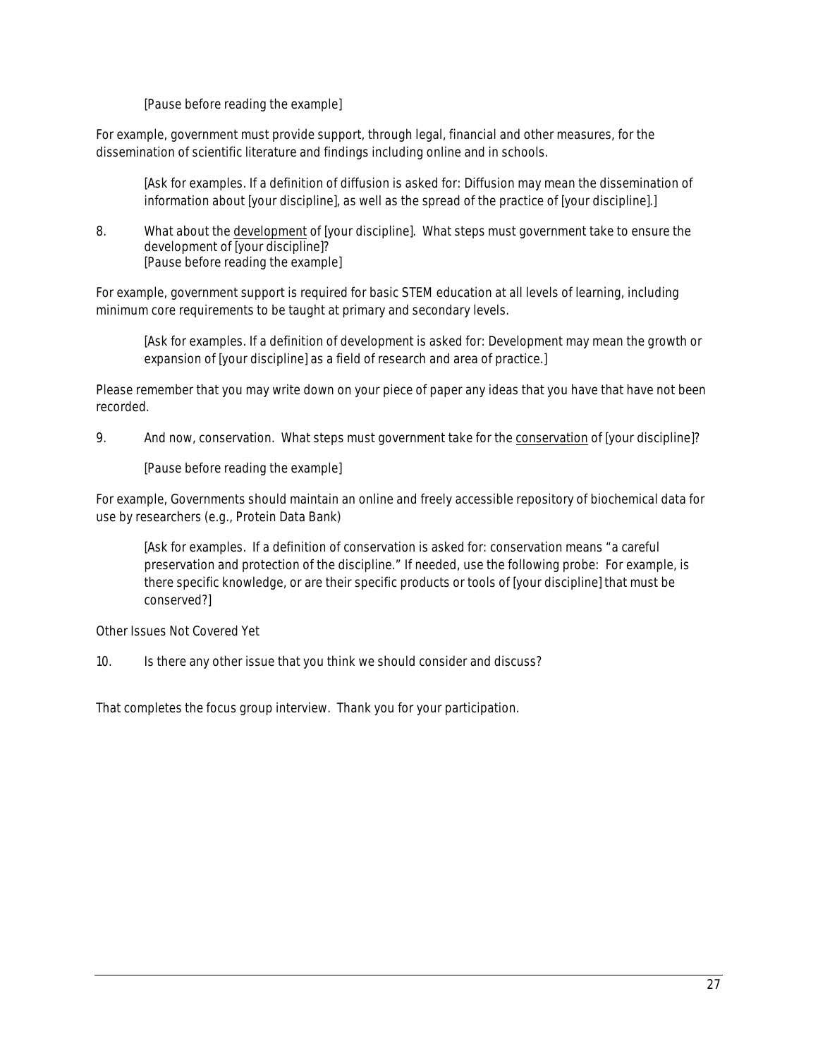[Pause before reading the example]

For example, government must provide support, through legal, financial and other measures, for the dissemination of scientific literature and findings including online and in schools.

[Ask for examples. If a definition of diffusion is asked for: Diffusion may mean the dissemination of information about [your discipline], as well as the spread of the practice of [your discipline].]

8. What about the development of [your discipline]. What steps must government take to ensure the development of [your discipline]?
   [Pause before reading the example]

For example, government support is required for basic STEM education at all levels of learning, including minimum core requirements to be taught at primary and secondary levels.

[Ask for examples. If a definition of development is asked for: Development may mean the growth or expansion of [your discipline] as a field of research and area of practice.]

Please remember that you may write down on your piece of paper any ideas that you have that have not been recorded.

9. And now, conservation. What steps must government take for the conservation of [your discipline]?

   [Pause before reading the example]

For example, Governments should maintain an online and freely accessible repository of biochemical data for use by researchers (e.g., Protein Data Bank)

[Ask for examples. If a definition of conservation is asked for: conservation means "a careful preservation and protection of the discipline." If needed, use the following probe: For example, is there specific knowledge, or are their specific products or tools of [your discipline] that must be conserved?]

Other Issues Not Covered Yet

10. Is there any other issue that you think we should consider and discuss?

That completes the focus group interview. Thank you for your participation.